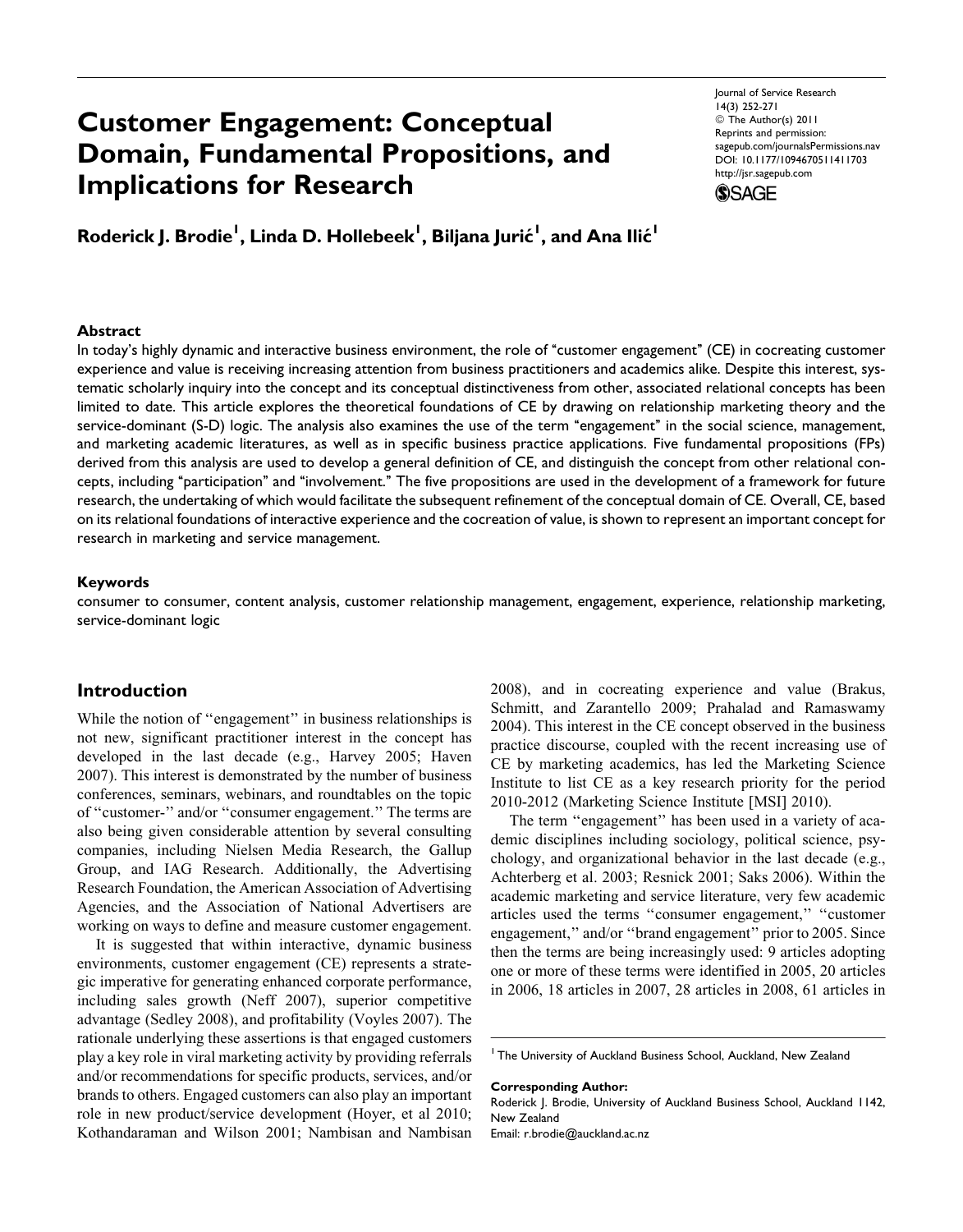# Customer Engagement: Conceptual Domain, Fundamental Propositions, and Implications for Research

Journal of Service Research
14(3) 252-271
© The Author(s) 2011
Reprints and permission:
sagepub.com/journalsPermissions.nav
DOI: 10.1177/1094670511411703
http://jsr.sagepub.com

**Roderick J. Brodie[1], Linda D. Hollebeek[1], Biljana Jurić[1], and Ana Ilić[1]**

### Abstract

In today's highly dynamic and interactive business environment, the role of "customer engagement" (CE) in cocreating customer experience and value is receiving increasing attention from business practitioners and academics alike. Despite this interest, systematic scholarly inquiry into the concept and its conceptual distinctiveness from other, associated relational concepts has been limited to date. This article explores the theoretical foundations of CE by drawing on relationship marketing theory and the service-dominant (S-D) logic. The analysis also examines the use of the term "engagement" in the social science, management, and marketing academic literatures, as well as in specific business practice applications. Five fundamental propositions (FPs) derived from this analysis are used to develop a general definition of CE, and distinguish the concept from other relational concepts, including "participation" and "involvement." The five propositions are used in the development of a framework for future research, the undertaking of which would facilitate the subsequent refinement of the conceptual domain of CE. Overall, CE, based on its relational foundations of interactive experience and the cocreation of value, is shown to represent an important concept for research in marketing and service management.

### Keywords

consumer to consumer, content analysis, customer relationship management, engagement, experience, relationship marketing, service-dominant logic

## Introduction

While the notion of ''engagement'' in business relationships is not new, significant practitioner interest in the concept has developed in the last decade (e.g., Harvey 2005; Haven 2007). This interest is demonstrated by the number of business conferences, seminars, webinars, and roundtables on the topic of ''customer-'' and/or ''consumer engagement.'' The terms are also being given considerable attention by several consulting companies, including Nielsen Media Research, the Gallup Group, and IAG Research. Additionally, the Advertising Research Foundation, the American Association of Advertising Agencies, and the Association of National Advertisers are working on ways to define and measure customer engagement.

It is suggested that within interactive, dynamic business environments, customer engagement (CE) represents a strategic imperative for generating enhanced corporate performance, including sales growth (Neff 2007), superior competitive advantage (Sedley 2008), and profitability (Voyles 2007). The rationale underlying these assertions is that engaged customers play a key role in viral marketing activity by providing referrals and/or recommendations for specific products, services, and/or brands to others. Engaged customers can also play an important role in new product/service development (Hoyer, et al 2010; Kothandaraman and Wilson 2001; Nambisan and Nambisan 2008), and in cocreating experience and value (Brakus, Schmitt, and Zarantello 2009; Prahalad and Ramaswamy 2004). This interest in the CE concept observed in the business practice discourse, coupled with the recent increasing use of CE by marketing academics, has led the Marketing Science Institute to list CE as a key research priority for the period 2010-2012 (Marketing Science Institute [MSI] 2010).

The term ''engagement'' has been used in a variety of academic disciplines including sociology, political science, psychology, and organizational behavior in the last decade (e.g., Achterberg et al. 2003; Resnick 2001; Saks 2006). Within the academic marketing and service literature, very few academic articles used the terms ''consumer engagement,'' ''customer engagement,'' and/or ''brand engagement'' prior to 2005. Since then the terms are being increasingly used: 9 articles adopting one or more of these terms were identified in 2005, 20 articles in 2006, 18 articles in 2007, 28 articles in 2008, 61 articles in

[1] The University of Auckland Business School, Auckland, New Zealand

**Corresponding Author:**
Roderick J. Brodie, University of Auckland Business School, Auckland 1142, New Zealand
Email: r.brodie@auckland.ac.nz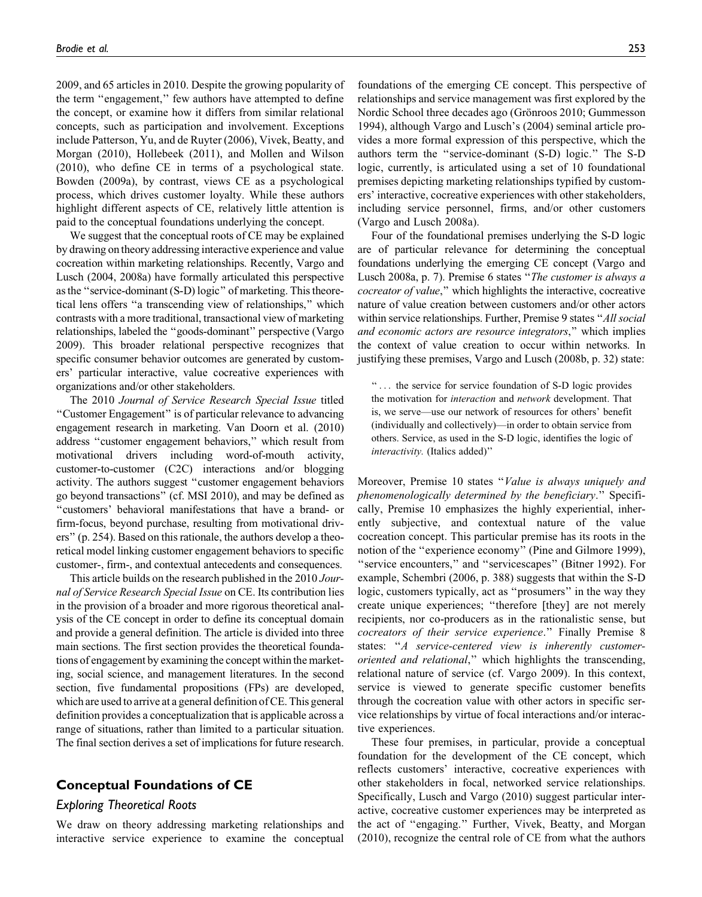2009, and 65 articles in 2010. Despite the growing popularity of the term "engagement," few authors have attempted to define the concept, or examine how it differs from similar relational concepts, such as participation and involvement. Exceptions include Patterson, Yu, and de Ruyter (2006), Vivek, Beatty, and Morgan (2010), Hollebeek (2011), and Mollen and Wilson (2010), who define CE in terms of a psychological state. Bowden (2009a), by contrast, views CE as a psychological process, which drives customer loyalty. While these authors highlight different aspects of CE, relatively little attention is paid to the conceptual foundations underlying the concept.

We suggest that the conceptual roots of CE may be explained by drawing on theory addressing interactive experience and value cocreation within marketing relationships. Recently, Vargo and Lusch (2004, 2008a) have formally articulated this perspective as the "service-dominant (S-D) logic" of marketing. This theoretical lens offers "a transcending view of relationships," which contrasts with a more traditional, transactional view of marketing relationships, labeled the "goods-dominant" perspective (Vargo 2009). This broader relational perspective recognizes that specific consumer behavior outcomes are generated by customers' particular interactive, value cocreative experiences with organizations and/or other stakeholders.

The 2010 *Journal of Service Research Special Issue* titled "Customer Engagement" is of particular relevance to advancing engagement research in marketing. Van Doorn et al. (2010) address "customer engagement behaviors," which result from motivational drivers including word-of-mouth activity, customer-to-customer (C2C) interactions and/or blogging activity. The authors suggest "customer engagement behaviors go beyond transactions" (cf. MSI 2010), and may be defined as "customers' behavioral manifestations that have a brand- or firm-focus, beyond purchase, resulting from motivational drivers" (p. 254). Based on this rationale, the authors develop a theoretical model linking customer engagement behaviors to specific customer-, firm-, and contextual antecedents and consequences.

This article builds on the research published in the 2010 *Journal of Service Research Special Issue* on CE. Its contribution lies in the provision of a broader and more rigorous theoretical analysis of the CE concept in order to define its conceptual domain and provide a general definition. The article is divided into three main sections. The first section provides the theoretical foundations of engagement by examining the concept within the marketing, social science, and management literatures. In the second section, five fundamental propositions (FPs) are developed, which are used to arrive at a general definition of CE. This general definition provides a conceptualization that is applicable across a range of situations, rather than limited to a particular situation. The final section derives a set of implications for future research.

## Conceptual Foundations of CE

### Exploring Theoretical Roots

We draw on theory addressing marketing relationships and interactive service experience to examine the conceptual foundations of the emerging CE concept. This perspective of relationships and service management was first explored by the Nordic School three decades ago (Grönroos 2010; Gummesson 1994), although Vargo and Lusch's (2004) seminal article provides a more formal expression of this perspective, which the authors term the "service-dominant (S-D) logic." The S-D logic, currently, is articulated using a set of 10 foundational premises depicting marketing relationships typified by customers' interactive, cocreative experiences with other stakeholders, including service personnel, firms, and/or other customers (Vargo and Lusch 2008a).

Four of the foundational premises underlying the S-D logic are of particular relevance for determining the conceptual foundations underlying the emerging CE concept (Vargo and Lusch 2008a, p. 7). Premise 6 states "*The customer is always a cocreator of value*," which highlights the interactive, cocreative nature of value creation between customers and/or other actors within service relationships. Further, Premise 9 states "*All social and economic actors are resource integrators*," which implies the context of value creation to occur within networks. In justifying these premises, Vargo and Lusch (2008b, p. 32) state:

> "... the service for service foundation of S-D logic provides the motivation for *interaction* and *network* development. That is, we serve—use our network of resources for others' benefit (individually and collectively)—in order to obtain service from others. Service, as used in the S-D logic, identifies the logic of *interactivity.* (Italics added)"

Moreover, Premise 10 states "*Value is always uniquely and phenomenologically determined by the beneficiary*." Specifically, Premise 10 emphasizes the highly experiential, inherently subjective, and contextual nature of the value cocreation concept. This particular premise has its roots in the notion of the "experience economy" (Pine and Gilmore 1999), "service encounters," and "servicescapes" (Bitner 1992). For example, Schembri (2006, p. 388) suggests that within the S-D logic, customers typically, act as "prosumers" in the way they create unique experiences; "therefore [they] are not merely recipients, nor co-producers as in the rationalistic sense, but *cocreators of their service experience*." Finally Premise 8 states: "*A service-centered view is inherently customer-oriented and relational*," which highlights the transcending, relational nature of service (cf. Vargo 2009). In this context, service is viewed to generate specific customer benefits through the cocreation value with other actors in specific service relationships by virtue of focal interactions and/or interactive experiences.

These four premises, in particular, provide a conceptual foundation for the development of the CE concept, which reflects customers' interactive, cocreative experiences with other stakeholders in focal, networked service relationships. Specifically, Lusch and Vargo (2010) suggest particular interactive, cocreative customer experiences may be interpreted as the act of "engaging." Further, Vivek, Beatty, and Morgan (2010), recognize the central role of CE from what the authors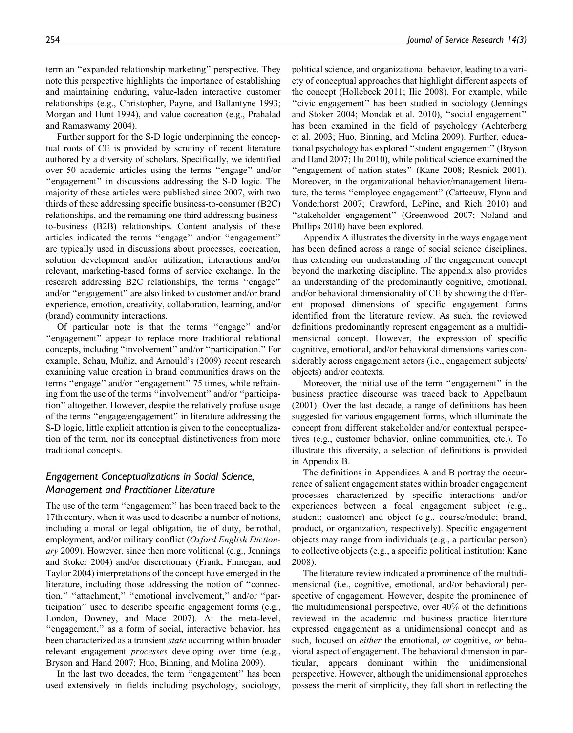term an "expanded relationship marketing" perspective. They note this perspective highlights the importance of establishing and maintaining enduring, value-laden interactive customer relationships (e.g., Christopher, Payne, and Ballantyne 1993; Morgan and Hunt 1994), and value cocreation (e.g., Prahalad and Ramaswamy 2004).

Further support for the S-D logic underpinning the conceptual roots of CE is provided by scrutiny of recent literature authored by a diversity of scholars. Specifically, we identified over 50 academic articles using the terms "engage" and/or "engagement" in discussions addressing the S-D logic. The majority of these articles were published since 2007, with two thirds of these addressing specific business-to-consumer (B2C) relationships, and the remaining one third addressing business-to-business (B2B) relationships. Content analysis of these articles indicated the terms "engage" and/or "engagement" are typically used in discussions about processes, cocreation, solution development and/or utilization, interactions and/or relevant, marketing-based forms of service exchange. In the research addressing B2C relationships, the terms "engage" and/or "engagement" are also linked to customer and/or brand experience, emotion, creativity, collaboration, learning, and/or (brand) community interactions.

Of particular note is that the terms "engage" and/or "engagement" appear to replace more traditional relational concepts, including "involvement" and/or "participation." For example, Schau, Muñiz, and Arnould's (2009) recent research examining value creation in brand communities draws on the terms "engage" and/or "engagement" 75 times, while refraining from the use of the terms "involvement" and/or "participation" altogether. However, despite the relatively profuse usage of the terms "engage/engagement" in literature addressing the S-D logic, little explicit attention is given to the conceptualization of the term, nor its conceptual distinctiveness from more traditional concepts.

### Engagement Conceptualizations in Social Science, Management and Practitioner Literature

The use of the term "engagement" has been traced back to the 17th century, when it was used to describe a number of notions, including a moral or legal obligation, tie of duty, betrothal, employment, and/or military conflict (*Oxford English Dictionary* 2009). However, since then more volitional (e.g., Jennings and Stoker 2004) and/or discretionary (Frank, Finnegan, and Taylor 2004) interpretations of the concept have emerged in the literature, including those addressing the notion of "connection," "attachment," "emotional involvement," and/or "participation" used to describe specific engagement forms (e.g., London, Downey, and Mace 2007). At the meta-level, "engagement," as a form of social, interactive behavior, has been characterized as a transient *state* occurring within broader relevant engagement *processes* developing over time (e.g., Bryson and Hand 2007; Huo, Binning, and Molina 2009).

In the last two decades, the term "engagement" has been used extensively in fields including psychology, sociology, political science, and organizational behavior, leading to a variety of conceptual approaches that highlight different aspects of the concept (Hollebeek 2011; Ilic 2008). For example, while "civic engagement" has been studied in sociology (Jennings and Stoker 2004; Mondak et al. 2010), "social engagement" has been examined in the field of psychology (Achterberg et al. 2003; Huo, Binning, and Molina 2009). Further, educational psychology has explored "student engagement" (Bryson and Hand 2007; Hu 2010), while political science examined the "engagement of nation states" (Kane 2008; Resnick 2001). Moreover, in the organizational behavior/management literature, the terms "employee engagement" (Catteeuw, Flynn and Vonderhorst 2007; Crawford, LePine, and Rich 2010) and "stakeholder engagement" (Greenwood 2007; Noland and Phillips 2010) have been explored.

Appendix A illustrates the diversity in the ways engagement has been defined across a range of social science disciplines, thus extending our understanding of the engagement concept beyond the marketing discipline. The appendix also provides an understanding of the predominantly cognitive, emotional, and/or behavioral dimensionality of CE by showing the different proposed dimensions of specific engagement forms identified from the literature review. As such, the reviewed definitions predominantly represent engagement as a multidimensional concept. However, the expression of specific cognitive, emotional, and/or behavioral dimensions varies considerably across engagement actors (i.e., engagement subjects/objects) and/or contexts.

Moreover, the initial use of the term "engagement" in the business practice discourse was traced back to Appelbaum (2001). Over the last decade, a range of definitions has been suggested for various engagement forms, which illuminate the concept from different stakeholder and/or contextual perspectives (e.g., customer behavior, online communities, etc.). To illustrate this diversity, a selection of definitions is provided in Appendix B.

The definitions in Appendices A and B portray the occurrence of salient engagement states within broader engagement processes characterized by specific interactions and/or experiences between a focal engagement subject (e.g., student; customer) and object (e.g., course/module; brand, product, or organization, respectively). Specific engagement objects may range from individuals (e.g., a particular person) to collective objects (e.g., a specific political institution; Kane 2008).

The literature review indicated a prominence of the multidimensional (i.e., cognitive, emotional, and/or behavioral) perspective of engagement. However, despite the prominence of the multidimensional perspective, over 40% of the definitions reviewed in the academic and business practice literature expressed engagement as a unidimensional concept and as such, focused on *either* the emotional, *or* cognitive, *or* behavioral aspect of engagement. The behavioral dimension in particular, appears dominant within the unidimensional perspective. However, although the unidimensional approaches possess the merit of simplicity, they fall short in reflecting the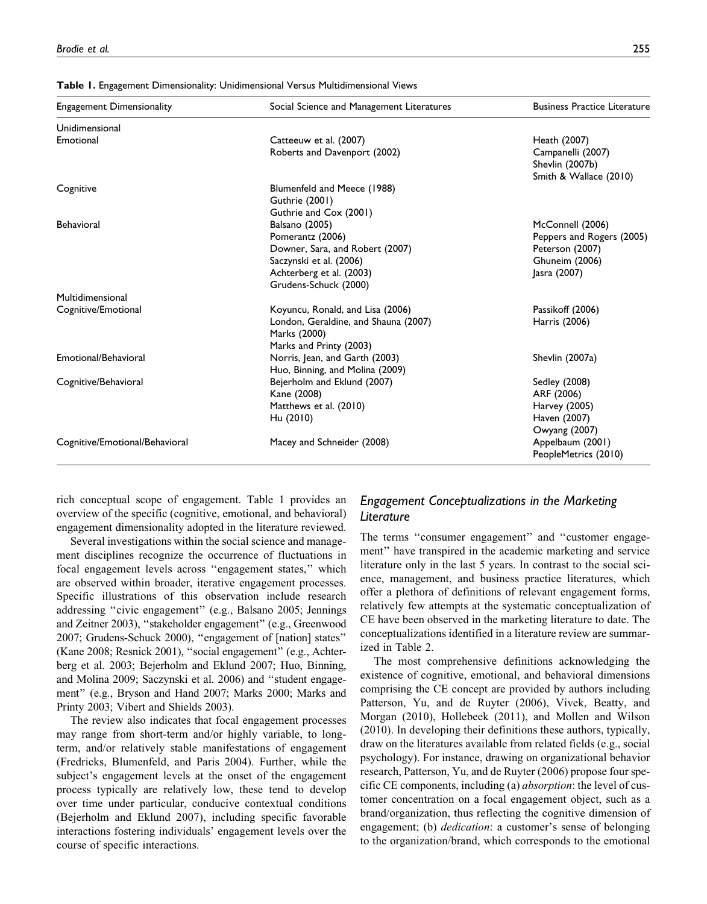**Table 1.** Engagement Dimensionality: Unidimensional Versus Multidimensional Views

| Engagement Dimensionality | Social Science and Management Literatures | Business Practice Literature |
|---|---|---|
| Unidimensional | | |
| Emotional | Catteeuw et al. (2007)<br>Roberts and Davenport (2002) | Heath (2007)<br>Campanelli (2007)<br>Shevlin (2007b)<br>Smith & Wallace (2010) |
| Cognitive | Blumenfeld and Meece (1988)<br>Guthrie (2001)<br>Guthrie and Cox (2001) | |
| Behavioral | Balsano (2005)<br>Pomerantz (2006)<br>Downer, Sara, and Robert (2007)<br>Saczynski et al. (2006)<br>Achterberg et al. (2003)<br>Grudens-Schuck (2000) | McConnell (2006)<br>Peppers and Rogers (2005)<br>Peterson (2007)<br>Ghuneim (2006)<br>Jasra (2007) |
| Multidimensional | | |
| Cognitive/Emotional | Koyuncu, Ronald, and Lisa (2006)<br>London, Geraldine, and Shauna (2007)<br>Marks (2000)<br>Marks and Printy (2003) | Passikoff (2006)<br>Harris (2006) |
| Emotional/Behavioral | Norris, Jean, and Garth (2003)<br>Huo, Binning, and Molina (2009) | Shevlin (2007a) |
| Cognitive/Behavioral | Bejerholm and Eklund (2007)<br>Kane (2008)<br>Matthews et al. (2010)<br>Hu (2010) | Sedley (2008)<br>ARF (2006)<br>Harvey (2005)<br>Haven (2007)<br>Owyang (2007) |
| Cognitive/Emotional/Behavioral | Macey and Schneider (2008) | Appelbaum (2001)<br>PeopleMetrics (2010) |

rich conceptual scope of engagement. Table 1 provides an overview of the specific (cognitive, emotional, and behavioral) engagement dimensionality adopted in the literature reviewed.

Several investigations within the social science and management disciplines recognize the occurrence of fluctuations in focal engagement levels across ''engagement states,'' which are observed within broader, iterative engagement processes. Specific illustrations of this observation include research addressing ''civic engagement'' (e.g., Balsano 2005; Jennings and Zeitner 2003), ''stakeholder engagement'' (e.g., Greenwood 2007; Grudens-Schuck 2000), ''engagement of [nation] states'' (Kane 2008; Resnick 2001), ''social engagement'' (e.g., Achterberg et al. 2003; Bejerholm and Eklund 2007; Huo, Binning, and Molina 2009; Saczynski et al. 2006) and ''student engagement'' (e.g., Bryson and Hand 2007; Marks 2000; Marks and Printy 2003; Vibert and Shields 2003).

The review also indicates that focal engagement processes may range from short-term and/or highly variable, to long-term, and/or relatively stable manifestations of engagement (Fredricks, Blumenfeld, and Paris 2004). Further, while the subject's engagement levels at the onset of the engagement process typically are relatively low, these tend to develop over time under particular, conducive contextual conditions (Bejerholm and Eklund 2007), including specific favorable interactions fostering individuals' engagement levels over the course of specific interactions.

## Engagement Conceptualizations in the Marketing Literature

The terms ''consumer engagement'' and ''customer engagement'' have transpired in the academic marketing and service literature only in the last 5 years. In contrast to the social science, management, and business practice literatures, which offer a plethora of definitions of relevant engagement forms, relatively few attempts at the systematic conceptualization of CE have been observed in the marketing literature to date. The conceptualizations identified in a literature review are summarized in Table 2.

The most comprehensive definitions acknowledging the existence of cognitive, emotional, and behavioral dimensions comprising the CE concept are provided by authors including Patterson, Yu, and de Ruyter (2006), Vivek, Beatty, and Morgan (2010), Hollebeek (2011), and Mollen and Wilson (2010). In developing their definitions these authors, typically, draw on the literatures available from related fields (e.g., social psychology). For instance, drawing on organizational behavior research, Patterson, Yu, and de Ruyter (2006) propose four specific CE components, including (a) *absorption*: the level of customer concentration on a focal engagement object, such as a brand/organization, thus reflecting the cognitive dimension of engagement; (b) *dedication*: a customer's sense of belonging to the organization/brand, which corresponds to the emotional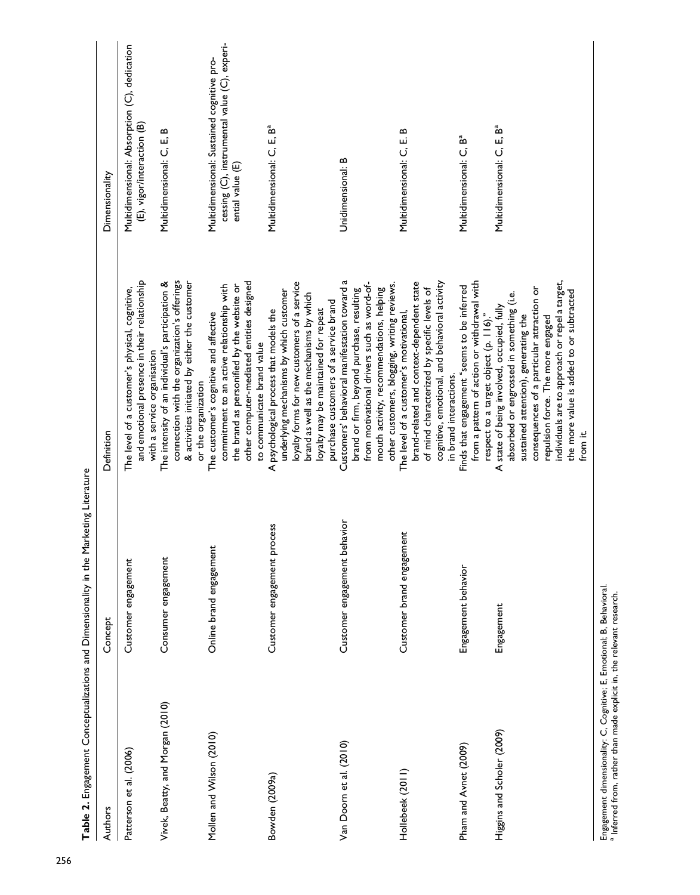**Table 2.** Engagement Conceptualizations and Dimensionality in the Marketing Literature

| Authors | Concept | Definition | Dimensionality |
|---|---|---|---|
| Patterson et al. (2006) | Customer engagement | The level of a customer's physical, cognitive, and emotional presence in their relationship with a service organisation | Multidimensional: Absorption (C), dedication (E), vigor/interaction (B) |
| Vivek, Beatty, and Morgan (2010) | Consumer engagement | The intensity of an individual's participation & connection with the organization's offerings & activities initiated by either the customer or the organization | Multidimensional: C, E, B |
| Mollen and Wilson (2010) | Online brand engagement | The customer's cognitive and affective commitment to an active relationship with the brand as personified by the website or other computer-mediated entities designed to communicate brand value | Multidimensional: Sustained cognitive processing (C), instrumental value (C), experiential value (E) |
| Bowden (2009a) | Customer engagement process | A psychological process that models the underlying mechanisms by which customer loyalty forms for new customers of a service brand as well as the mechanisms by which loyalty may be maintained for repeat purchase customers of a service brand | Multidimensional: C, E, B[a] |
| Van Doorn et al. (2010) | Customer engagement behavior | Customers' behavioral manifestation toward a brand or firm, beyond purchase, resulting from motivational drivers such as word-of-mouth activity, recommendations, helping other customers, blogging, writing reviews. | Unidimensional: B |
| Hollebeek (2011) | Customer brand engagement | The level of a customer's motivational, brand-related and context-dependent state of mind characterized by specific levels of cognitive, emotional, and behavioral activity in brand interactions. | Multidimensional: C, E. B |
| Pham and Avnet (2009) | Engagement behavior | Finds that engagement "seems to be inferred from a pattern of action or withdrawal with respect to a target object (p. 116)." | Multidimensional: C, B[a] |
| Higgins and Scholer (2009) | Engagement | A state of being involved, occupied, fully absorbed or engrossed in something (i.e. sustained attention), generating the consequences of a particular attraction or repulsion force. The more engaged individuals are to approach or repel a target, the more value is added to or subtracted from it. | Multidimensional: C, E, B[a] |

Engagement dimensionality: C, Cognitive; E, Emotional; B, Behavioral.
[a] Inferred from, rather than made explicit in, the relevant research.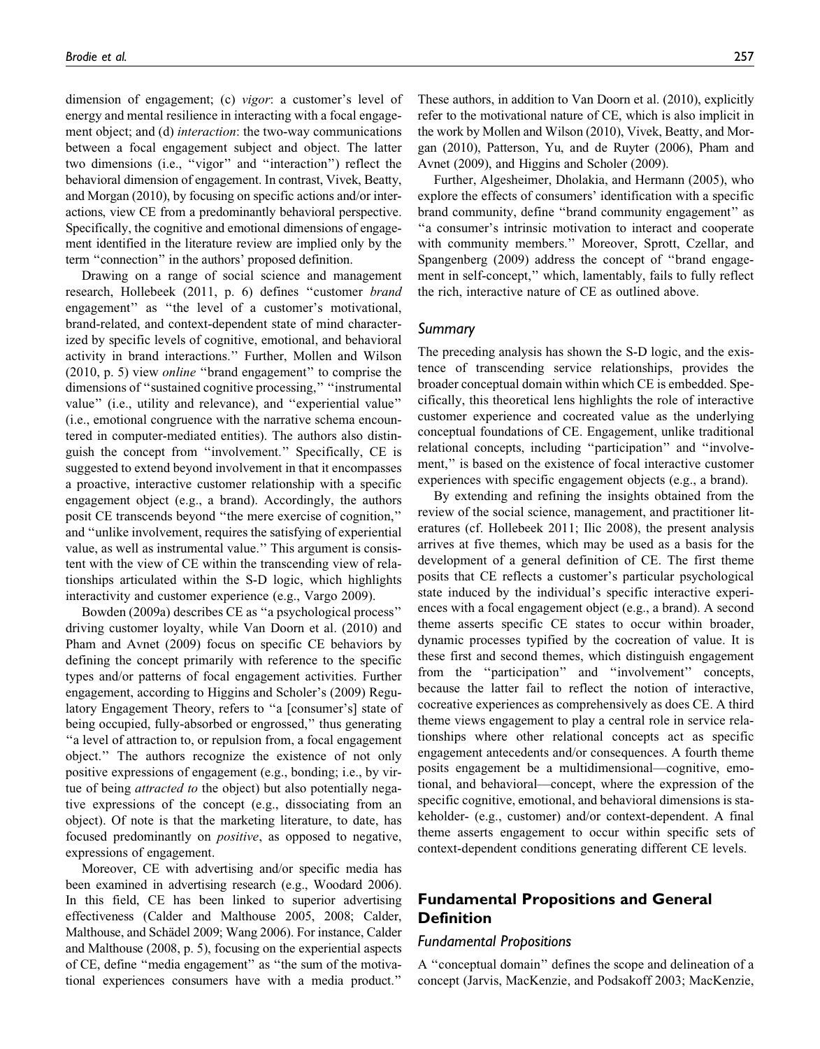dimension of engagement; (c) *vigor*: a customer's level of energy and mental resilience in interacting with a focal engagement object; and (d) *interaction*: the two-way communications between a focal engagement subject and object. The latter two dimensions (i.e., ''vigor'' and ''interaction'') reflect the behavioral dimension of engagement. In contrast, Vivek, Beatty, and Morgan (2010), by focusing on specific actions and/or interactions, view CE from a predominantly behavioral perspective. Specifically, the cognitive and emotional dimensions of engagement identified in the literature review are implied only by the term ''connection'' in the authors' proposed definition.

Drawing on a range of social science and management research, Hollebeek (2011, p. 6) defines ''customer *brand* engagement'' as ''the level of a customer's motivational, brand-related, and context-dependent state of mind characterized by specific levels of cognitive, emotional, and behavioral activity in brand interactions.'' Further, Mollen and Wilson (2010, p. 5) view *online* ''brand engagement'' to comprise the dimensions of ''sustained cognitive processing,'' ''instrumental value'' (i.e., utility and relevance), and ''experiential value'' (i.e., emotional congruence with the narrative schema encountered in computer-mediated entities). The authors also distinguish the concept from ''involvement.'' Specifically, CE is suggested to extend beyond involvement in that it encompasses a proactive, interactive customer relationship with a specific engagement object (e.g., a brand). Accordingly, the authors posit CE transcends beyond ''the mere exercise of cognition,'' and ''unlike involvement, requires the satisfying of experiential value, as well as instrumental value.'' This argument is consistent with the view of CE within the transcending view of relationships articulated within the S-D logic, which highlights interactivity and customer experience (e.g., Vargo 2009).

Bowden (2009a) describes CE as ''a psychological process'' driving customer loyalty, while Van Doorn et al. (2010) and Pham and Avnet (2009) focus on specific CE behaviors by defining the concept primarily with reference to the specific types and/or patterns of focal engagement activities. Further engagement, according to Higgins and Scholer's (2009) Regulatory Engagement Theory, refers to ''a [consumer's] state of being occupied, fully-absorbed or engrossed,'' thus generating ''a level of attraction to, or repulsion from, a focal engagement object.'' The authors recognize the existence of not only positive expressions of engagement (e.g., bonding; i.e., by virtue of being *attracted to* the object) but also potentially negative expressions of the concept (e.g., dissociating from an object). Of note is that the marketing literature, to date, has focused predominantly on *positive*, as opposed to negative, expressions of engagement.

Moreover, CE with advertising and/or specific media has been examined in advertising research (e.g., Woodard 2006). In this field, CE has been linked to superior advertising effectiveness (Calder and Malthouse 2005, 2008; Calder, Malthouse, and Schädel 2009; Wang 2006). For instance, Calder and Malthouse (2008, p. 5), focusing on the experiential aspects of CE, define ''media engagement'' as ''the sum of the motivational experiences consumers have with a media product.'' These authors, in addition to Van Doorn et al. (2010), explicitly refer to the motivational nature of CE, which is also implicit in the work by Mollen and Wilson (2010), Vivek, Beatty, and Morgan (2010), Patterson, Yu, and de Ruyter (2006), Pham and Avnet (2009), and Higgins and Scholer (2009).

Further, Algesheimer, Dholakia, and Hermann (2005), who explore the effects of consumers' identification with a specific brand community, define ''brand community engagement'' as ''a consumer's intrinsic motivation to interact and cooperate with community members.'' Moreover, Sprott, Czellar, and Spangenberg (2009) address the concept of ''brand engagement in self-concept,'' which, lamentably, fails to fully reflect the rich, interactive nature of CE as outlined above.

### Summary

The preceding analysis has shown the S-D logic, and the existence of transcending service relationships, provides the broader conceptual domain within which CE is embedded. Specifically, this theoretical lens highlights the role of interactive customer experience and cocreated value as the underlying conceptual foundations of CE. Engagement, unlike traditional relational concepts, including ''participation'' and ''involvement,'' is based on the existence of focal interactive customer experiences with specific engagement objects (e.g., a brand).

By extending and refining the insights obtained from the review of the social science, management, and practitioner literatures (cf. Hollebeek 2011; Ilic 2008), the present analysis arrives at five themes, which may be used as a basis for the development of a general definition of CE. The first theme posits that CE reflects a customer's particular psychological state induced by the individual's specific interactive experiences with a focal engagement object (e.g., a brand). A second theme asserts specific CE states to occur within broader, dynamic processes typified by the cocreation of value. It is these first and second themes, which distinguish engagement from the ''participation'' and ''involvement'' concepts, because the latter fail to reflect the notion of interactive, cocreative experiences as comprehensively as does CE. A third theme views engagement to play a central role in service relationships where other relational concepts act as specific engagement antecedents and/or consequences. A fourth theme posits engagement be a multidimensional—cognitive, emotional, and behavioral—concept, where the expression of the specific cognitive, emotional, and behavioral dimensions is stakeholder- (e.g., customer) and/or context-dependent. A final theme asserts engagement to occur within specific sets of context-dependent conditions generating different CE levels.

## Fundamental Propositions and General Definition

### Fundamental Propositions

A ''conceptual domain'' defines the scope and delineation of a concept (Jarvis, MacKenzie, and Podsakoff 2003; MacKenzie,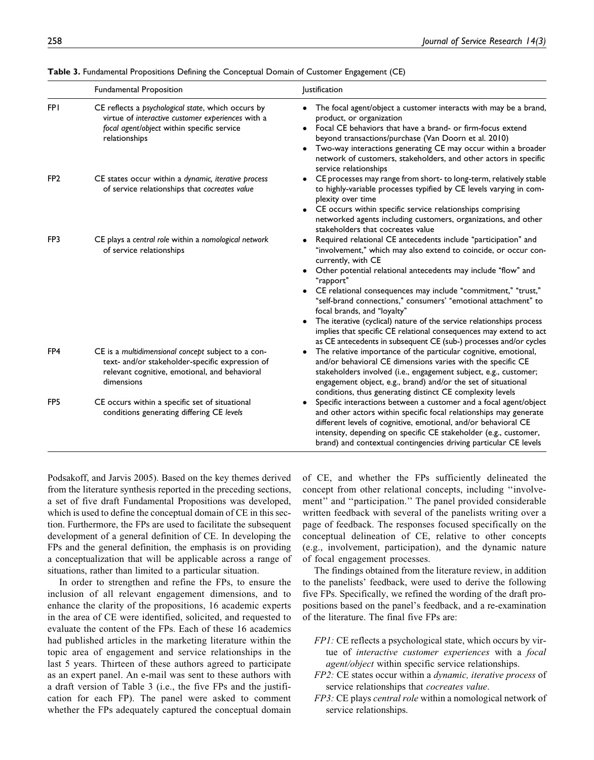**Table 3.** Fundamental Propositions Defining the Conceptual Domain of Customer Engagement (CE)

| | Fundamental Proposition | Justification |
|---|---|---|
| FP1 | CE reflects a *psychological state*, which occurs by virtue of *interactive customer experiences* with a *focal agent/object* within specific service relationships | • The focal agent/object a customer interacts with may be a brand, product, or organization<br>• Focal CE behaviors that have a brand- or firm-focus extend beyond transactions/purchase (Van Doorn et al. 2010)<br>• Two-way interactions generating CE may occur within a broader network of customers, stakeholders, and other actors in specific service relationships |
| FP2 | CE states occur within a *dynamic, iterative process* of service relationships that *cocreates value* | • CE processes may range from short- to long-term, relatively stable to highly-variable processes typified by CE levels varying in complexity over time<br>• CE occurs within specific service relationships comprising networked agents including customers, organizations, and other stakeholders that cocreates value |
| FP3 | CE plays a *central role* within a *nomological network* of service relationships | • Required relational CE antecedents include "participation" and "involvement," which may also extend to coincide, or occur concurrently, with CE<br>• Other potential relational antecedents may include "flow" and "rapport"<br>• CE relational consequences may include "commitment," "trust," "self-brand connections," consumers' "emotional attachment" to focal brands, and "loyalty"<br>• The iterative (cyclical) nature of the service relationships process implies that specific CE relational consequences may extend to act as CE antecedents in subsequent CE (sub-) processes and/or cycles |
| FP4 | CE is a *multidimensional concept* subject to a context- and/or stakeholder-specific expression of relevant cognitive, emotional, and behavioral dimensions | • The relative importance of the particular cognitive, emotional, and/or behavioral CE dimensions varies with the specific CE stakeholders involved (i.e., engagement subject, e.g., customer; engagement object, e.g., brand) and/or the set of situational conditions, thus generating distinct CE complexity levels |
| FP5 | CE occurs within a specific set of situational conditions generating differing CE *levels* | • Specific interactions between a customer and a focal agent/object and other actors within specific focal relationships may generate different levels of cognitive, emotional, and/or behavioral CE intensity, depending on specific CE stakeholder (e.g., customer, brand) and contextual contingencies driving particular CE levels |

Podsakoff, and Jarvis 2005). Based on the key themes derived from the literature synthesis reported in the preceding sections, a set of five draft Fundamental Propositions was developed, which is used to define the conceptual domain of CE in this section. Furthermore, the FPs are used to facilitate the subsequent development of a general definition of CE. In developing the FPs and the general definition, the emphasis is on providing a conceptualization that will be applicable across a range of situations, rather than limited to a particular situation.

In order to strengthen and refine the FPs, to ensure the inclusion of all relevant engagement dimensions, and to enhance the clarity of the propositions, 16 academic experts in the area of CE were identified, solicited, and requested to evaluate the content of the FPs. Each of these 16 academics had published articles in the marketing literature within the topic area of engagement and service relationships in the last 5 years. Thirteen of these authors agreed to participate as an expert panel. An e-mail was sent to these authors with a draft version of Table 3 (i.e., the five FPs and the justification for each FP). The panel were asked to comment whether the FPs adequately captured the conceptual domain of CE, and whether the FPs sufficiently delineated the concept from other relational concepts, including ''involvement'' and ''participation.'' The panel provided considerable written feedback with several of the panelists writing over a page of feedback. The responses focused specifically on the conceptual delineation of CE, relative to other concepts (e.g., involvement, participation), and the dynamic nature of focal engagement processes.

The findings obtained from the literature review, in addition to the panelists' feedback, were used to derive the following five FPs. Specifically, we refined the wording of the draft propositions based on the panel's feedback, and a re-examination of the literature. The final five FPs are:

- *FP1:* CE reflects a psychological state, which occurs by virtue of *interactive customer experiences* with a *focal agent/object* within specific service relationships.
- *FP2:* CE states occur within a *dynamic, iterative process* of service relationships that *cocreates value*.
- *FP3:* CE plays *central role* within a nomological network of service relationships.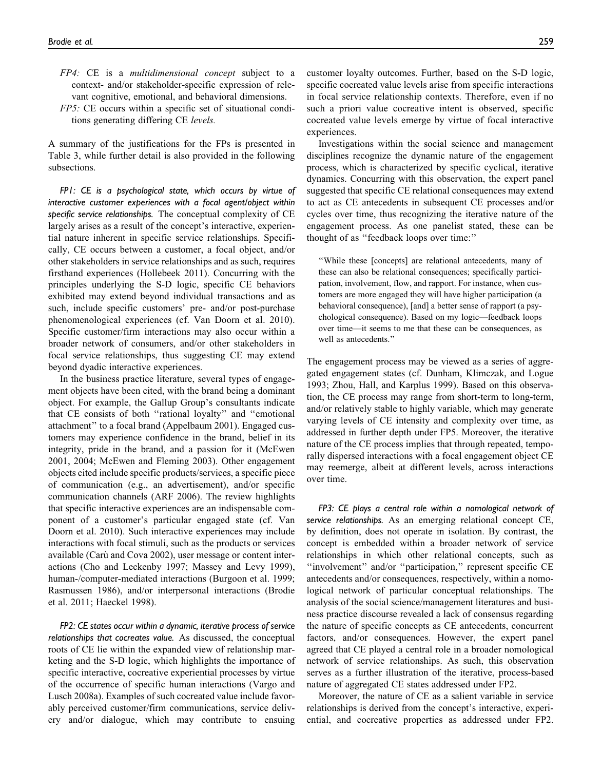- *FP4:* CE is a *multidimensional concept* subject to a context- and/or stakeholder-specific expression of relevant cognitive, emotional, and behavioral dimensions.
- *FP5:* CE occurs within a specific set of situational conditions generating differing CE *levels.*

A summary of the justifications for the FPs is presented in Table 3, while further detail is also provided in the following subsections.

*FP1: CE is a psychological state, which occurs by virtue of interactive customer experiences with a focal agent/object within specific service relationships.* The conceptual complexity of CE largely arises as a result of the concept's interactive, experiential nature inherent in specific service relationships. Specifically, CE occurs between a customer, a focal object, and/or other stakeholders in service relationships and as such, requires firsthand experiences (Hollebeek 2011). Concurring with the principles underlying the S-D logic, specific CE behaviors exhibited may extend beyond individual transactions and as such, include specific customers' pre- and/or post-purchase phenomenological experiences (cf. Van Doorn et al. 2010). Specific customer/firm interactions may also occur within a broader network of consumers, and/or other stakeholders in focal service relationships, thus suggesting CE may extend beyond dyadic interactive experiences.

In the business practice literature, several types of engagement objects have been cited, with the brand being a dominant object. For example, the Gallup Group's consultants indicate that CE consists of both ''rational loyalty'' and ''emotional attachment'' to a focal brand (Appelbaum 2001). Engaged customers may experience confidence in the brand, belief in its integrity, pride in the brand, and a passion for it (McEwen 2001, 2004; McEwen and Fleming 2003). Other engagement objects cited include specific products/services, a specific piece of communication (e.g., an advertisement), and/or specific communication channels (ARF 2006). The review highlights that specific interactive experiences are an indispensable component of a customer's particular engaged state (cf. Van Doorn et al. 2010). Such interactive experiences may include interactions with focal stimuli, such as the products or services available (Carù and Cova 2002), user message or content interactions (Cho and Leckenby 1997; Massey and Levy 1999), human-/computer-mediated interactions (Burgoon et al. 1999; Rasmussen 1986), and/or interpersonal interactions (Brodie et al. 2011; Haeckel 1998).

*FP2: CE states occur within a dynamic, iterative process of service relationships that cocreates value.* As discussed, the conceptual roots of CE lie within the expanded view of relationship marketing and the S-D logic, which highlights the importance of specific interactive, cocreative experiential processes by virtue of the occurrence of specific human interactions (Vargo and Lusch 2008a). Examples of such cocreated value include favorably perceived customer/firm communications, service delivery and/or dialogue, which may contribute to ensuing customer loyalty outcomes. Further, based on the S-D logic, specific cocreated value levels arise from specific interactions in focal service relationship contexts. Therefore, even if no such a priori value cocreative intent is observed, specific cocreated value levels emerge by virtue of focal interactive experiences.

Investigations within the social science and management disciplines recognize the dynamic nature of the engagement process, which is characterized by specific cyclical, iterative dynamics. Concurring with this observation, the expert panel suggested that specific CE relational consequences may extend to act as CE antecedents in subsequent CE processes and/or cycles over time, thus recognizing the iterative nature of the engagement process. As one panelist stated, these can be thought of as ''feedback loops over time:''

> ''While these [concepts] are relational antecedents, many of these can also be relational consequences; specifically participation, involvement, flow, and rapport. For instance, when customers are more engaged they will have higher participation (a behavioral consequence), [and] a better sense of rapport (a psychological consequence). Based on my logic—feedback loops over time—it seems to me that these can be consequences, as well as antecedents.''

The engagement process may be viewed as a series of aggregated engagement states (cf. Dunham, Klimczak, and Logue 1993; Zhou, Hall, and Karplus 1999). Based on this observation, the CE process may range from short-term to long-term, and/or relatively stable to highly variable, which may generate varying levels of CE intensity and complexity over time, as addressed in further depth under FP5. Moreover, the iterative nature of the CE process implies that through repeated, temporally dispersed interactions with a focal engagement object CE may reemerge, albeit at different levels, across interactions over time.

*FP3: CE plays a central role within a nomological network of service relationships.* As an emerging relational concept CE, by definition, does not operate in isolation. By contrast, the concept is embedded within a broader network of service relationships in which other relational concepts, such as ''involvement'' and/or ''participation,'' represent specific CE antecedents and/or consequences, respectively, within a nomological network of particular conceptual relationships. The analysis of the social science/management literatures and business practice discourse revealed a lack of consensus regarding the nature of specific concepts as CE antecedents, concurrent factors, and/or consequences. However, the expert panel agreed that CE played a central role in a broader nomological network of service relationships. As such, this observation serves as a further illustration of the iterative, process-based nature of aggregated CE states addressed under FP2.

Moreover, the nature of CE as a salient variable in service relationships is derived from the concept's interactive, experiential, and cocreative properties as addressed under FP2.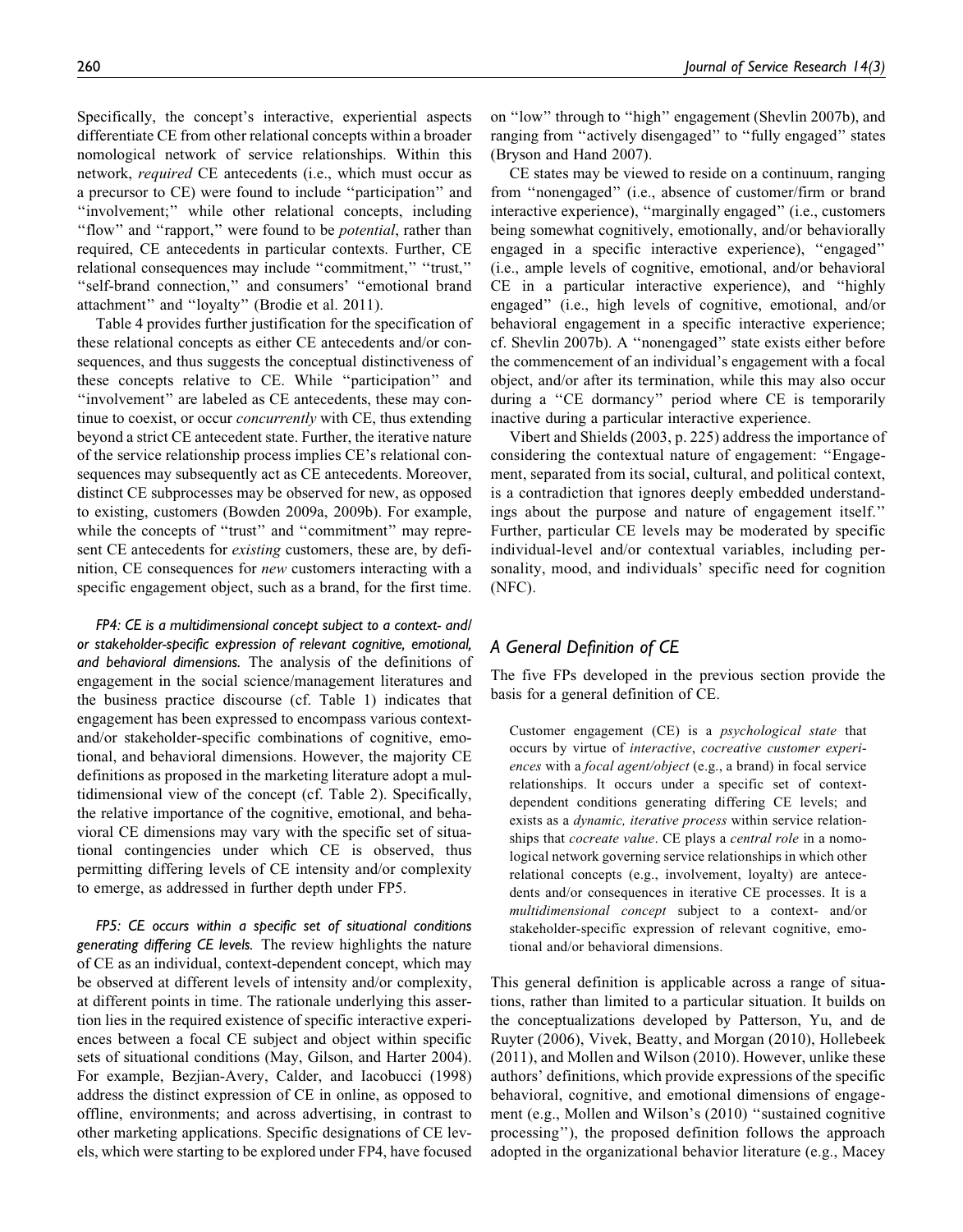Specifically, the concept's interactive, experiential aspects differentiate CE from other relational concepts within a broader nomological network of service relationships. Within this network, *required* CE antecedents (i.e., which must occur as a precursor to CE) were found to include ''participation'' and ''involvement;'' while other relational concepts, including ''flow'' and ''rapport,'' were found to be *potential*, rather than required, CE antecedents in particular contexts. Further, CE relational consequences may include ''commitment,'' ''trust,'' ''self-brand connection,'' and consumers' ''emotional brand attachment'' and ''loyalty'' (Brodie et al. 2011).

Table 4 provides further justification for the specification of these relational concepts as either CE antecedents and/or consequences, and thus suggests the conceptual distinctiveness of these concepts relative to CE. While ''participation'' and ''involvement'' are labeled as CE antecedents, these may continue to coexist, or occur *concurrently* with CE, thus extending beyond a strict CE antecedent state. Further, the iterative nature of the service relationship process implies CE's relational consequences may subsequently act as CE antecedents. Moreover, distinct CE subprocesses may be observed for new, as opposed to existing, customers (Bowden 2009a, 2009b). For example, while the concepts of ''trust'' and ''commitment'' may represent CE antecedents for *existing* customers, these are, by definition, CE consequences for *new* customers interacting with a specific engagement object, such as a brand, for the first time.

*FP4: CE is a multidimensional concept subject to a context- and/or stakeholder-specific expression of relevant cognitive, emotional, and behavioral dimensions.* The analysis of the definitions of engagement in the social science/management literatures and the business practice discourse (cf. Table 1) indicates that engagement has been expressed to encompass various context- and/or stakeholder-specific combinations of cognitive, emotional, and behavioral dimensions. However, the majority CE definitions as proposed in the marketing literature adopt a multidimensional view of the concept (cf. Table 2). Specifically, the relative importance of the cognitive, emotional, and behavioral CE dimensions may vary with the specific set of situational contingencies under which CE is observed, thus permitting differing levels of CE intensity and/or complexity to emerge, as addressed in further depth under FP5.

*FP5: CE occurs within a specific set of situational conditions generating differing CE levels.* The review highlights the nature of CE as an individual, context-dependent concept, which may be observed at different levels of intensity and/or complexity, at different points in time. The rationale underlying this assertion lies in the required existence of specific interactive experiences between a focal CE subject and object within specific sets of situational conditions (May, Gilson, and Harter 2004). For example, Bezjian-Avery, Calder, and Iacobucci (1998) address the distinct expression of CE in online, as opposed to offline, environments; and across advertising, in contrast to other marketing applications. Specific designations of CE levels, which were starting to be explored under FP4, have focused on ''low'' through to ''high'' engagement (Shevlin 2007b), and ranging from ''actively disengaged'' to ''fully engaged'' states (Bryson and Hand 2007).

CE states may be viewed to reside on a continuum, ranging from ''nonengaged'' (i.e., absence of customer/firm or brand interactive experience), ''marginally engaged'' (i.e., customers being somewhat cognitively, emotionally, and/or behaviorally engaged in a specific interactive experience), ''engaged'' (i.e., ample levels of cognitive, emotional, and/or behavioral CE in a particular interactive experience), and ''highly engaged'' (i.e., high levels of cognitive, emotional, and/or behavioral engagement in a specific interactive experience; cf. Shevlin 2007b). A ''nonengaged'' state exists either before the commencement of an individual's engagement with a focal object, and/or after its termination, while this may also occur during a ''CE dormancy'' period where CE is temporarily inactive during a particular interactive experience.

Vibert and Shields (2003, p. 225) address the importance of considering the contextual nature of engagement: ''Engagement, separated from its social, cultural, and political context, is a contradiction that ignores deeply embedded understandings about the purpose and nature of engagement itself.'' Further, particular CE levels may be moderated by specific individual-level and/or contextual variables, including personality, mood, and individuals' specific need for cognition (NFC).

## A General Definition of CE

The five FPs developed in the previous section provide the basis for a general definition of CE.

> Customer engagement (CE) is a *psychological state* that occurs by virtue of *interactive*, *cocreative customer experiences* with a *focal agent/object* (e.g., a brand) in focal service relationships. It occurs under a specific set of context-dependent conditions generating differing CE levels; and exists as a *dynamic, iterative process* within service relationships that *cocreate value*. CE plays a *central role* in a nomological network governing service relationships in which other relational concepts (e.g., involvement, loyalty) are antecedents and/or consequences in iterative CE processes. It is a *multidimensional concept* subject to a context- and/or stakeholder-specific expression of relevant cognitive, emotional and/or behavioral dimensions.

This general definition is applicable across a range of situations, rather than limited to a particular situation. It builds on the conceptualizations developed by Patterson, Yu, and de Ruyter (2006), Vivek, Beatty, and Morgan (2010), Hollebeek (2011), and Mollen and Wilson (2010). However, unlike these authors' definitions, which provide expressions of the specific behavioral, cognitive, and emotional dimensions of engagement (e.g., Mollen and Wilson's (2010) ''sustained cognitive processing''), the proposed definition follows the approach adopted in the organizational behavior literature (e.g., Macey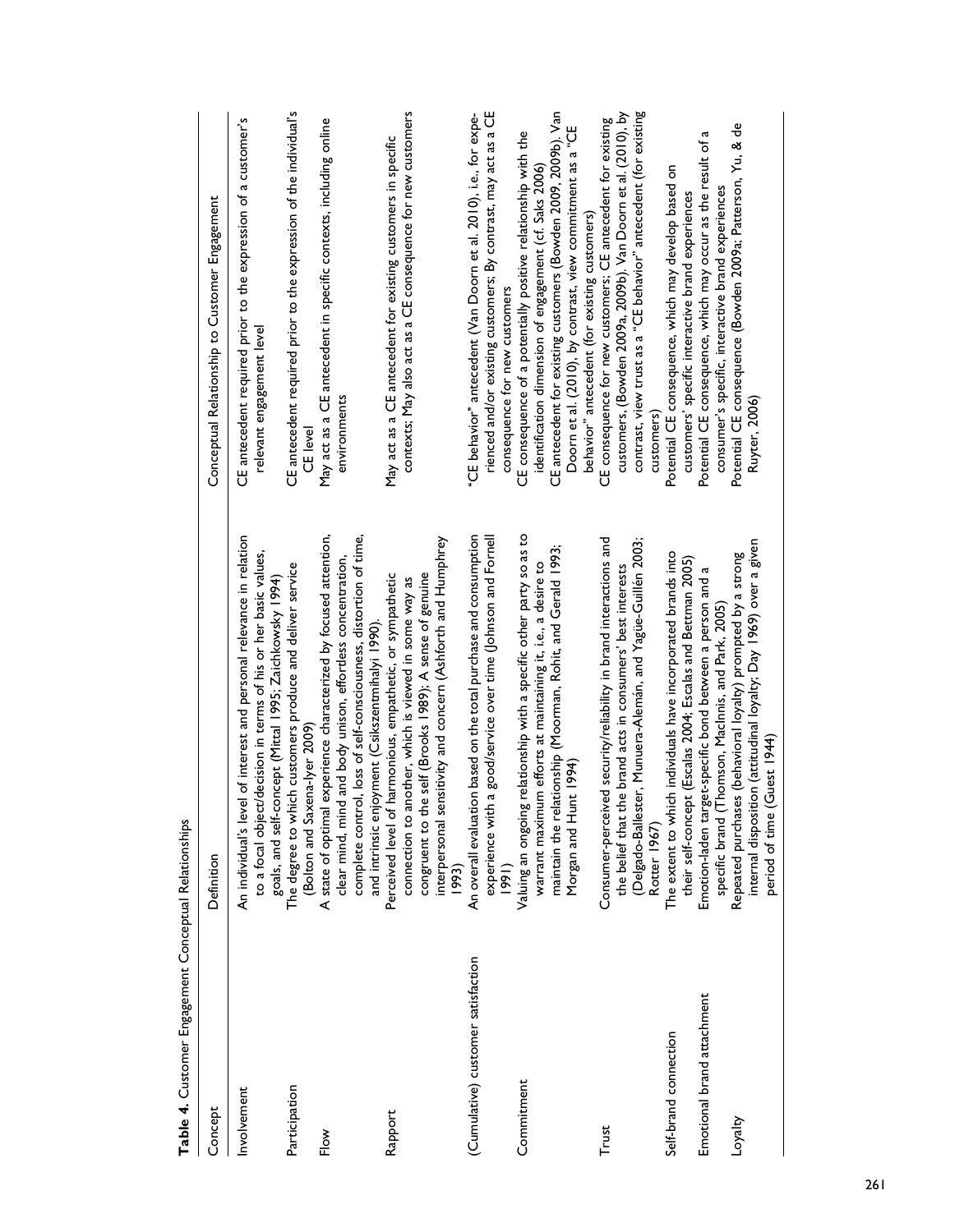**Table 4.** Customer Engagement Conceptual Relationships

| Concept | Definition | Conceptual Relationship to Customer Engagement |
|---|---|---|
| Involvement | An individual's level of interest and personal relevance in relation to a focal object/decision in terms of his or her basic values, goals, and self-concept (Mittal 1995; Zaichkowsky 1994) | CE antecedent required prior to the expression of a customer's relevant engagement level |
| Participation | The degree to which customers produce and deliver service (Bolton and Saxena-Iyer 2009) | CE antecedent required prior to the expression of the individual's CE level |
| Flow | A state of optimal experience characterized by focused attention, clear mind, mind and body unison, effortless concentration, complete control, loss of self-consciousness, distortion of time, and intrinsic enjoyment (Csikszentmihalyi 1990). | May act as a CE antecedent in specific contexts, including online environments |
| Rapport | Perceived level of harmonious, empathetic, or sympathetic connection to another, which is viewed in some way as congruent to the self (Brooks 1989); A sense of genuine interpersonal sensitivity and concern (Ashforth and Humphrey 1993) | May act as a CE antecedent for existing customers in specific contexts; May also act as a CE consequence for new customers |
| (Cumulative) customer satisfaction | An overall evaluation based on the total purchase and consumption experience with a good/service over time (Johnson and Fornell 1991) | "CE behavior" antecedent (Van Doorn et al. 2010), i.e., for experienced and/or existing customers; By contrast, may act as a CE consequence for new customers |
| Commitment | Valuing an ongoing relationship with a specific other party so as to warrant maximum efforts at maintaining it, i.e., a desire to maintain the relationship (Moorman, Rohit, and Gerald 1993; Morgan and Hunt 1994) | CE consequence of a potentially positive relationship with the identification dimension of engagement (cf. Saks 2006)<br>CE antecedent for existing customers (Bowden 2009, 2009b). Van Doorn et al. (2010), by contrast, view commitment as a "CE behavior" antecedent (for existing customers) |
| Trust | Consumer-perceived security/reliability in brand interactions and the belief that the brand acts in consumers' best interests (Delgado-Ballester, Munuera-Alemán, and Yagüe-Guillén 2003; Rotter 1967) | CE consequence for new customers; CE antecedent for existing customers, (Bowden 2009a, 2009b). Van Doorn et al. (2010), by contrast, view trust as a "CE behavior" antecedent (for existing customers) |
| Self-brand connection | The extent to which individuals have incorporated brands into their self-concept (Escalas 2004; Escalas and Bettman 2005) | Potential CE consequence, which may develop based on customers' specific interactive brand experiences |
| Emotional brand attachment | Emotion-laden target-specific bond between a person and a specific brand (Thomson, MacInnis, and Park, 2005) | Potential CE consequence, which may occur as the result of a consumer's specific, interactive brand experiences |
| Loyalty | Repeated purchases (behavioral loyalty) prompted by a strong internal disposition (attitudinal loyalty; Day 1969) over a given period of time (Guest 1944) | Potential CE consequence (Bowden 2009a; Patterson, Yu, & de Ruyter, 2006) |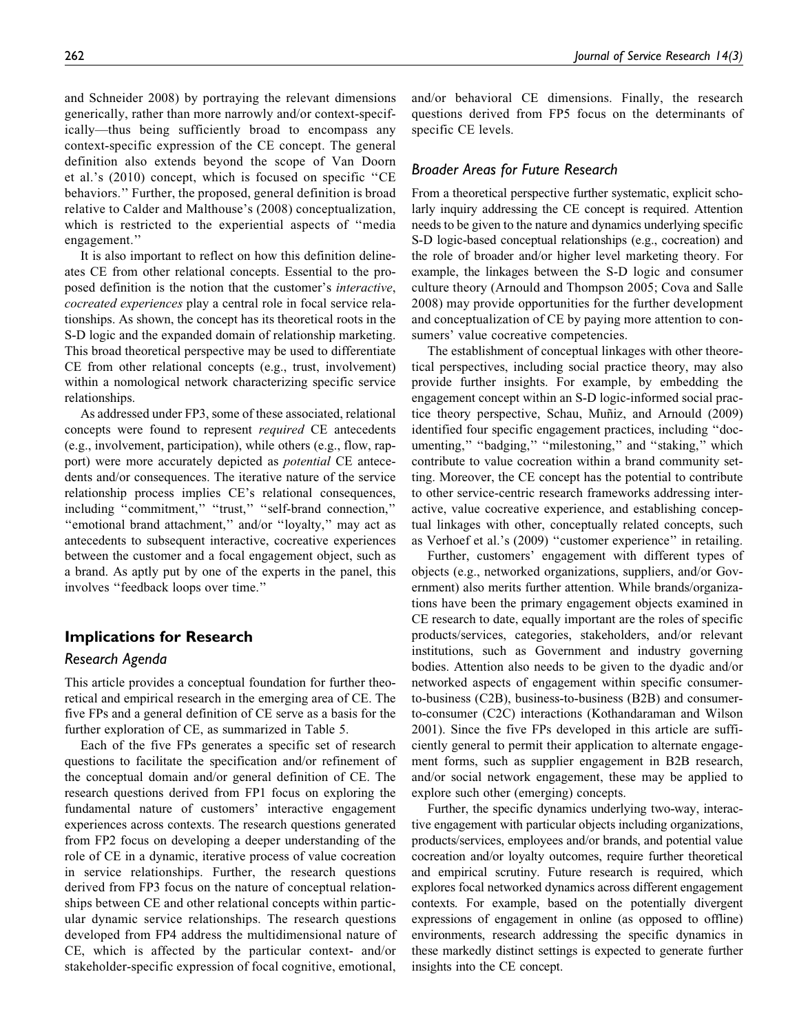and Schneider 2008) by portraying the relevant dimensions generically, rather than more narrowly and/or context-specifically—thus being sufficiently broad to encompass any context-specific expression of the CE concept. The general definition also extends beyond the scope of Van Doorn et al.'s (2010) concept, which is focused on specific "CE behaviors." Further, the proposed, general definition is broad relative to Calder and Malthouse's (2008) conceptualization, which is restricted to the experiential aspects of "media engagement."

It is also important to reflect on how this definition delineates CE from other relational concepts. Essential to the proposed definition is the notion that the customer's *interactive, cocreated experiences* play a central role in focal service relationships. As shown, the concept has its theoretical roots in the S-D logic and the expanded domain of relationship marketing. This broad theoretical perspective may be used to differentiate CE from other relational concepts (e.g., trust, involvement) within a nomological network characterizing specific service relationships.

As addressed under FP3, some of these associated, relational concepts were found to represent *required* CE antecedents (e.g., involvement, participation), while others (e.g., flow, rapport) were more accurately depicted as *potential* CE antecedents and/or consequences. The iterative nature of the service relationship process implies CE's relational consequences, including "commitment," "trust," "self-brand connection," "emotional brand attachment," and/or "loyalty," may act as antecedents to subsequent interactive, cocreative experiences between the customer and a focal engagement object, such as a brand. As aptly put by one of the experts in the panel, this involves "feedback loops over time."

## Implications for Research

### Research Agenda

This article provides a conceptual foundation for further theoretical and empirical research in the emerging area of CE. The five FPs and a general definition of CE serve as a basis for the further exploration of CE, as summarized in Table 5.

Each of the five FPs generates a specific set of research questions to facilitate the specification and/or refinement of the conceptual domain and/or general definition of CE. The research questions derived from FP1 focus on exploring the fundamental nature of customers' interactive engagement experiences across contexts. The research questions generated from FP2 focus on developing a deeper understanding of the role of CE in a dynamic, iterative process of value cocreation in service relationships. Further, the research questions derived from FP3 focus on the nature of conceptual relationships between CE and other relational concepts within particular dynamic service relationships. The research questions developed from FP4 address the multidimensional nature of CE, which is affected by the particular context- and/or stakeholder-specific expression of focal cognitive, emotional, and/or behavioral CE dimensions. Finally, the research questions derived from FP5 focus on the determinants of specific CE levels.

### Broader Areas for Future Research

From a theoretical perspective further systematic, explicit scholarly inquiry addressing the CE concept is required. Attention needs to be given to the nature and dynamics underlying specific S-D logic-based conceptual relationships (e.g., cocreation) and the role of broader and/or higher level marketing theory. For example, the linkages between the S-D logic and consumer culture theory (Arnould and Thompson 2005; Cova and Salle 2008) may provide opportunities for the further development and conceptualization of CE by paying more attention to consumers' value cocreative competencies.

The establishment of conceptual linkages with other theoretical perspectives, including social practice theory, may also provide further insights. For example, by embedding the engagement concept within an S-D logic-informed social practice theory perspective, Schau, Muñiz, and Arnould (2009) identified four specific engagement practices, including "documenting," "badging," "milestoning," and "staking," which contribute to value cocreation within a brand community setting. Moreover, the CE concept has the potential to contribute to other service-centric research frameworks addressing interactive, value cocreative experience, and establishing conceptual linkages with other, conceptually related concepts, such as Verhoef et al.'s (2009) "customer experience" in retailing.

Further, customers' engagement with different types of objects (e.g., networked organizations, suppliers, and/or Government) also merits further attention. While brands/organizations have been the primary engagement objects examined in CE research to date, equally important are the roles of specific products/services, categories, stakeholders, and/or relevant institutions, such as Government and industry governing bodies. Attention also needs to be given to the dyadic and/or networked aspects of engagement within specific consumer-to-business (C2B), business-to-business (B2B) and consumer-to-consumer (C2C) interactions (Kothandaraman and Wilson 2001). Since the five FPs developed in this article are sufficiently general to permit their application to alternate engagement forms, such as supplier engagement in B2B research, and/or social network engagement, these may be applied to explore such other (emerging) concepts.

Further, the specific dynamics underlying two-way, interactive engagement with particular objects including organizations, products/services, employees and/or brands, and potential value cocreation and/or loyalty outcomes, require further theoretical and empirical scrutiny. Future research is required, which explores focal networked dynamics across different engagement contexts. For example, based on the potentially divergent expressions of engagement in online (as opposed to offline) environments, research addressing the specific dynamics in these markedly distinct settings is expected to generate further insights into the CE concept.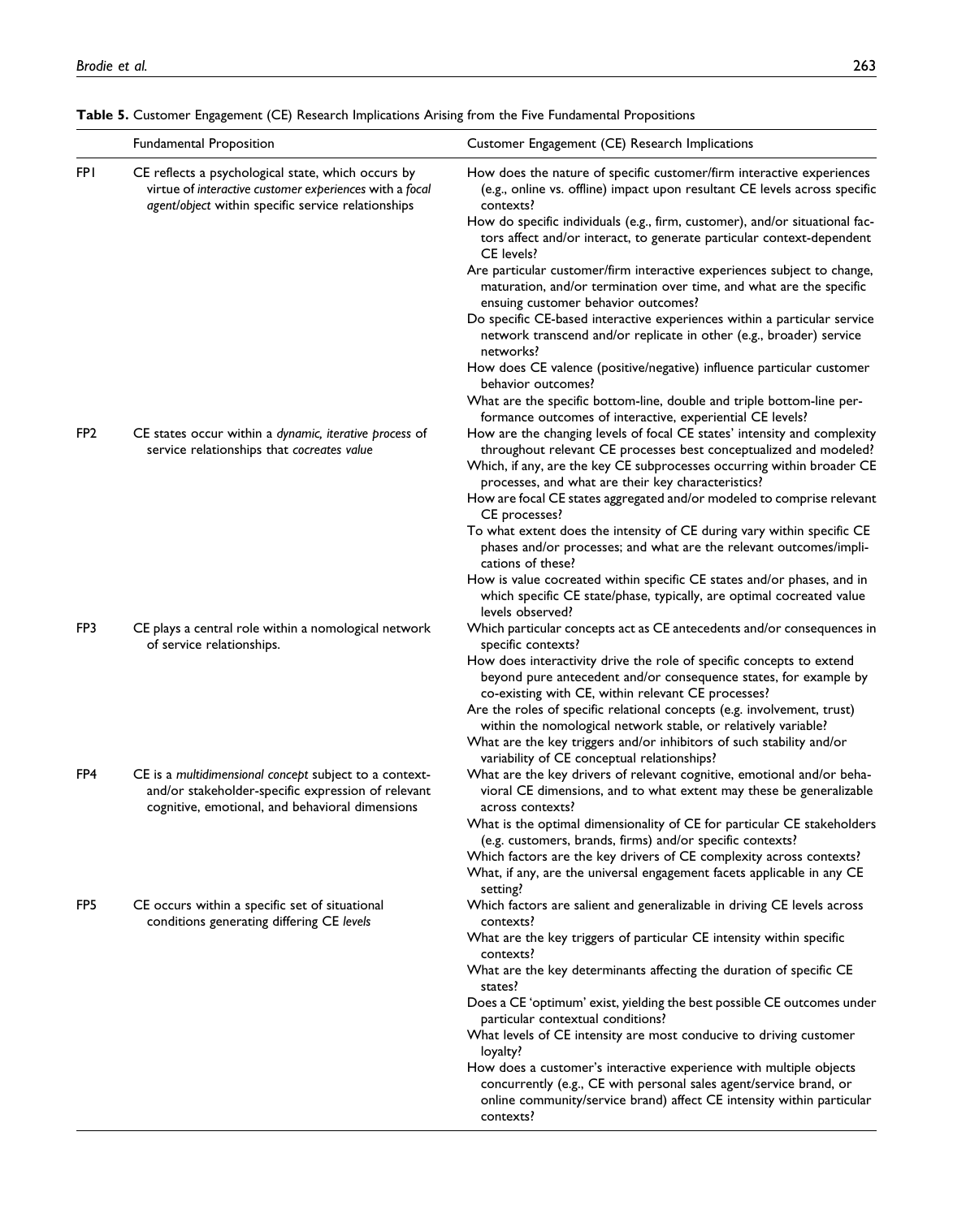**Table 5.** Customer Engagement (CE) Research Implications Arising from the Five Fundamental Propositions

| | Fundamental Proposition | Customer Engagement (CE) Research Implications |
|---|---|---|
| FP1 | CE reflects a psychological state, which occurs by virtue of *interactive customer experiences* with a *focal agent/object* within specific service relationships | How does the nature of specific customer/firm interactive experiences (e.g., online vs. offline) impact upon resultant CE levels across specific contexts?<br>How do specific individuals (e.g., firm, customer), and/or situational factors affect and/or interact, to generate particular context-dependent CE levels?<br>Are particular customer/firm interactive experiences subject to change, maturation, and/or termination over time, and what are the specific ensuing customer behavior outcomes?<br>Do specific CE-based interactive experiences within a particular service network transcend and/or replicate in other (e.g., broader) service networks?<br>How does CE valence (positive/negative) influence particular customer behavior outcomes?<br>What are the specific bottom-line, double and triple bottom-line performance outcomes of interactive, experiential CE levels? |
| FP2 | CE states occur within a *dynamic, iterative process* of service relationships that *cocreates value* | How are the changing levels of focal CE states' intensity and complexity throughout relevant CE processes best conceptualized and modeled?<br>Which, if any, are the key CE subprocesses occurring within broader CE processes, and what are their key characteristics?<br>How are focal CE states aggregated and/or modeled to comprise relevant CE processes?<br>To what extent does the intensity of CE during vary within specific CE phases and/or processes; and what are the relevant outcomes/implications of these?<br>How is value cocreated within specific CE states and/or phases, and in which specific CE state/phase, typically, are optimal cocreated value levels observed? |
| FP3 | CE plays a central role within a nomological network of service relationships. | Which particular concepts act as CE antecedents and/or consequences in specific contexts?<br>How does interactivity drive the role of specific concepts to extend beyond pure antecedent and/or consequence states, for example by co-existing with CE, within relevant CE processes?<br>Are the roles of specific relational concepts (e.g. involvement, trust) within the nomological network stable, or relatively variable?<br>What are the key triggers and/or inhibitors of such stability and/or variability of CE conceptual relationships? |
| FP4 | CE is a *multidimensional concept* subject to a context- and/or stakeholder-specific expression of relevant cognitive, emotional, and behavioral dimensions | What are the key drivers of relevant cognitive, emotional and/or behavioral CE dimensions, and to what extent may these be generalizable across contexts?<br>What is the optimal dimensionality of CE for particular CE stakeholders (e.g. customers, brands, firms) and/or specific contexts?<br>Which factors are the key drivers of CE complexity across contexts?<br>What, if any, are the universal engagement facets applicable in any CE setting? |
| FP5 | CE occurs within a specific set of situational conditions generating differing CE *levels* | Which factors are salient and generalizable in driving CE levels across contexts?<br>What are the key triggers of particular CE intensity within specific contexts?<br>What are the key determinants affecting the duration of specific CE states?<br>Does a CE 'optimum' exist, yielding the best possible CE outcomes under particular contextual conditions?<br>What levels of CE intensity are most conducive to driving customer loyalty?<br>How does a customer's interactive experience with multiple objects concurrently (e.g., CE with personal sales agent/service brand, or online community/service brand) affect CE intensity within particular contexts? |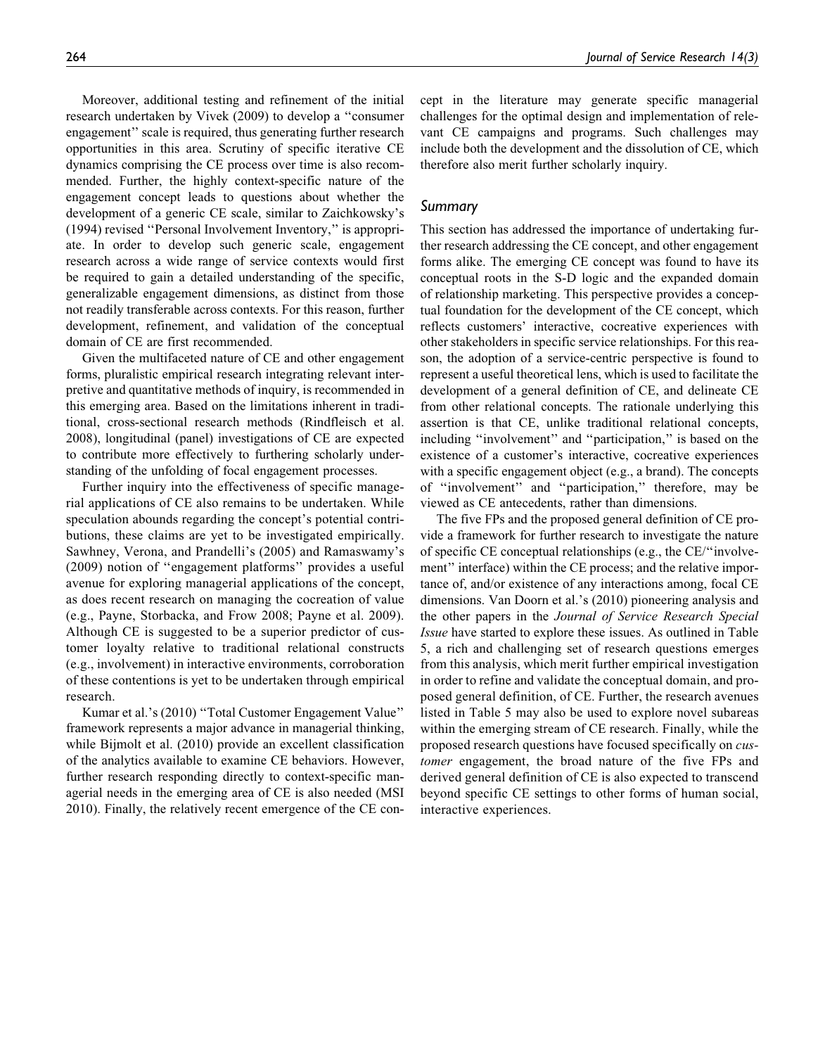Moreover, additional testing and refinement of the initial research undertaken by Vivek (2009) to develop a ''consumer engagement'' scale is required, thus generating further research opportunities in this area. Scrutiny of specific iterative CE dynamics comprising the CE process over time is also recommended. Further, the highly context-specific nature of the engagement concept leads to questions about whether the development of a generic CE scale, similar to Zaichkowsky's (1994) revised ''Personal Involvement Inventory,'' is appropriate. In order to develop such generic scale, engagement research across a wide range of service contexts would first be required to gain a detailed understanding of the specific, generalizable engagement dimensions, as distinct from those not readily transferable across contexts. For this reason, further development, refinement, and validation of the conceptual domain of CE are first recommended.

Given the multifaceted nature of CE and other engagement forms, pluralistic empirical research integrating relevant interpretive and quantitative methods of inquiry, is recommended in this emerging area. Based on the limitations inherent in traditional, cross-sectional research methods (Rindfleisch et al. 2008), longitudinal (panel) investigations of CE are expected to contribute more effectively to furthering scholarly understanding of the unfolding of focal engagement processes.

Further inquiry into the effectiveness of specific managerial applications of CE also remains to be undertaken. While speculation abounds regarding the concept's potential contributions, these claims are yet to be investigated empirically. Sawhney, Verona, and Prandelli's (2005) and Ramaswamy's (2009) notion of ''engagement platforms'' provides a useful avenue for exploring managerial applications of the concept, as does recent research on managing the cocreation of value (e.g., Payne, Storbacka, and Frow 2008; Payne et al. 2009). Although CE is suggested to be a superior predictor of customer loyalty relative to traditional relational constructs (e.g., involvement) in interactive environments, corroboration of these contentions is yet to be undertaken through empirical research.

Kumar et al.'s (2010) ''Total Customer Engagement Value'' framework represents a major advance in managerial thinking, while Bijmolt et al. (2010) provide an excellent classification of the analytics available to examine CE behaviors. However, further research responding directly to context-specific managerial needs in the emerging area of CE is also needed (MSI 2010). Finally, the relatively recent emergence of the CE concept in the literature may generate specific managerial challenges for the optimal design and implementation of relevant CE campaigns and programs. Such challenges may include both the development and the dissolution of CE, which therefore also merit further scholarly inquiry.

### Summary

This section has addressed the importance of undertaking further research addressing the CE concept, and other engagement forms alike. The emerging CE concept was found to have its conceptual roots in the S-D logic and the expanded domain of relationship marketing. This perspective provides a conceptual foundation for the development of the CE concept, which reflects customers' interactive, cocreative experiences with other stakeholders in specific service relationships. For this reason, the adoption of a service-centric perspective is found to represent a useful theoretical lens, which is used to facilitate the development of a general definition of CE, and delineate CE from other relational concepts. The rationale underlying this assertion is that CE, unlike traditional relational concepts, including ''involvement'' and ''participation,'' is based on the existence of a customer's interactive, cocreative experiences with a specific engagement object (e.g., a brand). The concepts of ''involvement'' and ''participation,'' therefore, may be viewed as CE antecedents, rather than dimensions.

The five FPs and the proposed general definition of CE provide a framework for further research to investigate the nature of specific CE conceptual relationships (e.g., the CE/''involvement'' interface) within the CE process; and the relative importance of, and/or existence of any interactions among, focal CE dimensions. Van Doorn et al.'s (2010) pioneering analysis and the other papers in the *Journal of Service Research Special Issue* have started to explore these issues. As outlined in Table 5, a rich and challenging set of research questions emerges from this analysis, which merit further empirical investigation in order to refine and validate the conceptual domain, and proposed general definition, of CE. Further, the research avenues listed in Table 5 may also be used to explore novel subareas within the emerging stream of CE research. Finally, while the proposed research questions have focused specifically on *customer* engagement, the broad nature of the five FPs and derived general definition of CE is also expected to transcend beyond specific CE settings to other forms of human social, interactive experiences.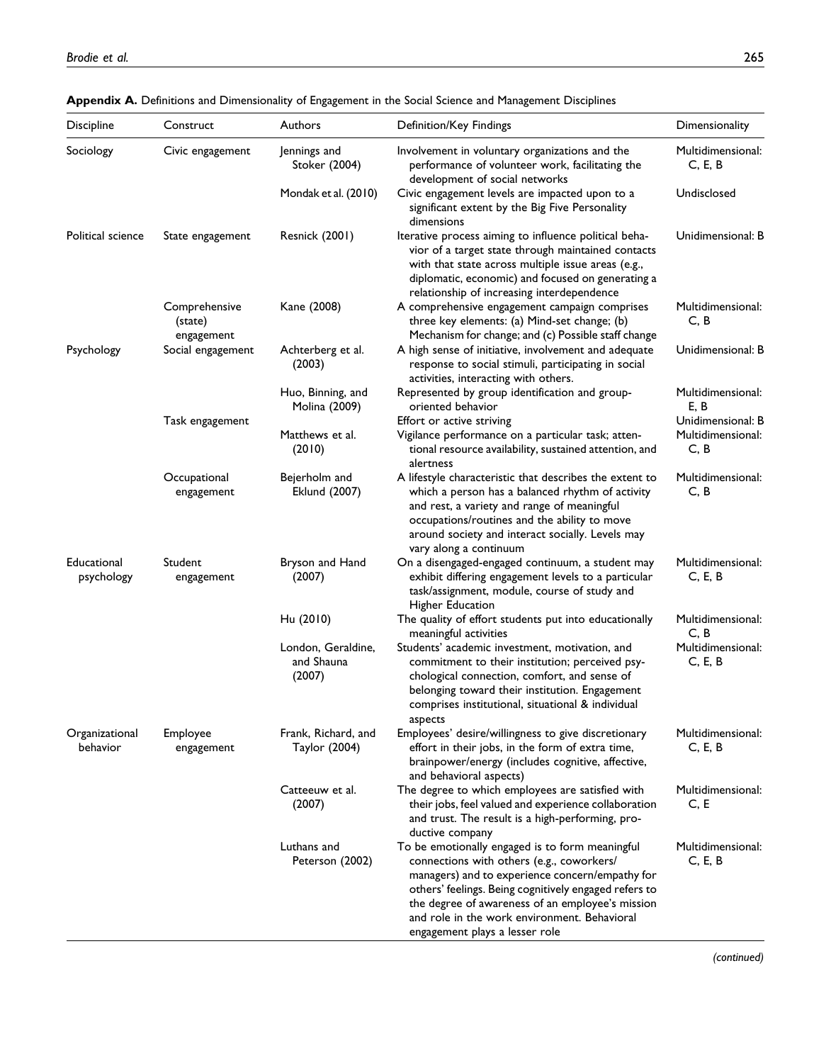**Appendix A.** Definitions and Dimensionality of Engagement in the Social Science and Management Disciplines

| Discipline | Construct | Authors | Definition/Key Findings | Dimensionality |
|---|---|---|---|---|
| Sociology | Civic engagement | Jennings and Stoker (2004) | Involvement in voluntary organizations and the performance of volunteer work, facilitating the development of social networks | Multidimensional: C, E, B |
| | | Mondak et al. (2010) | Civic engagement levels are impacted upon to a significant extent by the Big Five Personality dimensions | Undisclosed |
| Political science | State engagement | Resnick (2001) | Iterative process aiming to influence political behavior of a target state through maintained contacts with that state across multiple issue areas (e.g., diplomatic, economic) and focused on generating a relationship of increasing interdependence | Unidimensional: B |
| | Comprehensive (state) engagement | Kane (2008) | A comprehensive engagement campaign comprises three key elements: (a) Mind-set change; (b) Mechanism for change; and (c) Possible staff change | Multidimensional: C, B |
| Psychology | Social engagement | Achterberg et al. (2003) | A high sense of initiative, involvement and adequate response to social stimuli, participating in social activities, interacting with others. | Unidimensional: B |
| | | Huo, Binning, and Molina (2009) | Represented by group identification and group-oriented behavior | Multidimensional: E, B |
| | Task engagement | | Effort or active striving | Unidimensional: B |
| | | Matthews et al. (2010) | Vigilance performance on a particular task; attentional resource availability, sustained attention, and alertness | Multidimensional: C, B |
| | Occupational engagement | Bejerholm and Eklund (2007) | A lifestyle characteristic that describes the extent to which a person has a balanced rhythm of activity and rest, a variety and range of meaningful occupations/routines and the ability to move around society and interact socially. Levels may vary along a continuum | Multidimensional: C, B |
| Educational psychology | Student engagement | Bryson and Hand (2007) | On a disengaged-engaged continuum, a student may exhibit differing engagement levels to a particular task/assignment, module, course of study and Higher Education | Multidimensional: C, E, B |
| | | Hu (2010) | The quality of effort students put into educationally meaningful activities | Multidimensional: C, B |
| | | London, Geraldine, and Shauna (2007) | Students' academic investment, motivation, and commitment to their institution; perceived psychological connection, comfort, and sense of belonging toward their institution. Engagement comprises institutional, situational & individual aspects | Multidimensional: C, E, B |
| Organizational behavior | Employee engagement | Frank, Richard, and Taylor (2004) | Employees' desire/willingness to give discretionary effort in their jobs, in the form of extra time, brainpower/energy (includes cognitive, affective, and behavioral aspects) | Multidimensional: C, E, B |
| | | Catteeuw et al. (2007) | The degree to which employees are satisfied with their jobs, feel valued and experience collaboration and trust. The result is a high-performing, productive company | Multidimensional: C, E |
| | | Luthans and Peterson (2002) | To be emotionally engaged is to form meaningful connections with others (e.g., coworkers/managers) and to experience concern/empathy for others' feelings. Being cognitively engaged refers to the degree of awareness of an employee's mission and role in the work environment. Behavioral engagement plays a lesser role | Multidimensional: C, E, B |

*(continued)*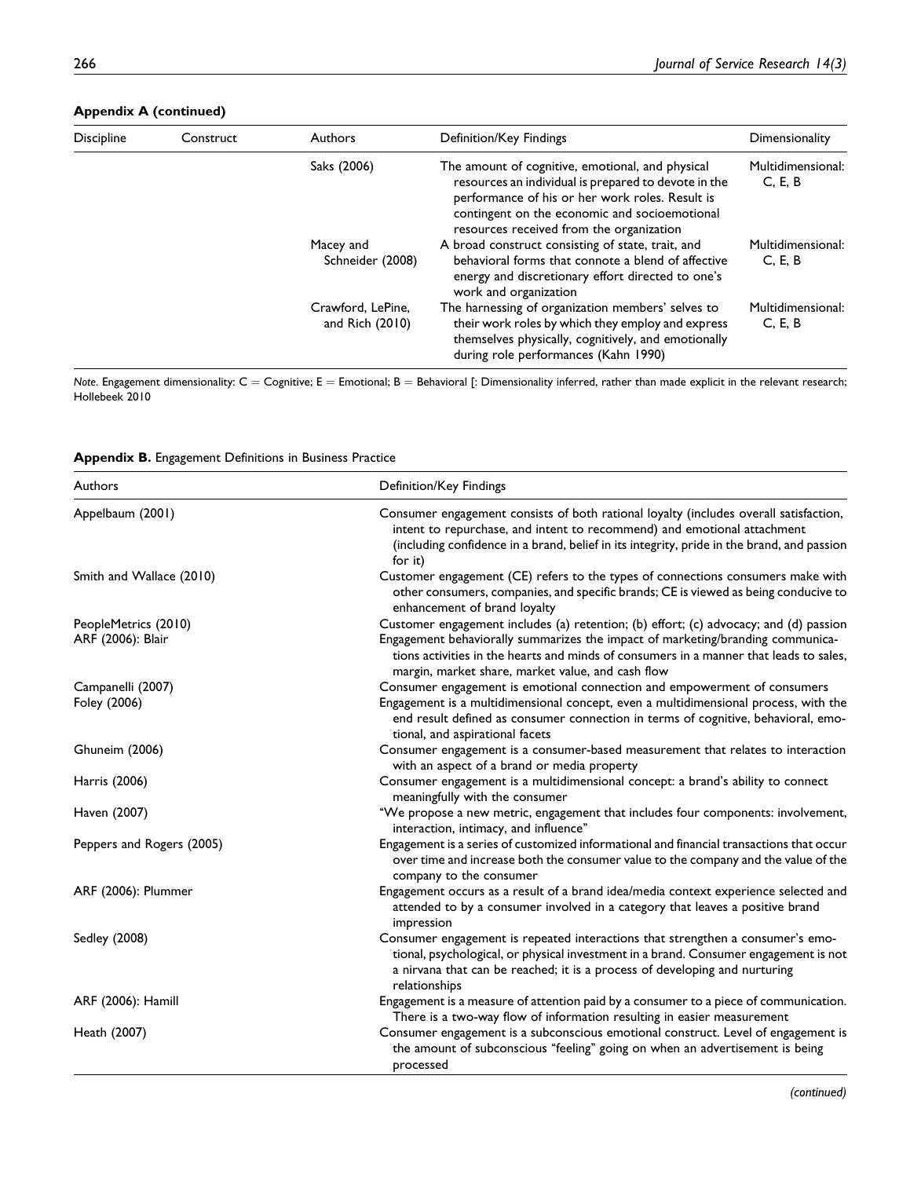**Appendix A (continued)**

| Discipline | Construct | Authors | Definition/Key Findings | Dimensionality |
|---|---|---|---|---|
| | | Saks (2006) | The amount of cognitive, emotional, and physical resources an individual is prepared to devote in the performance of his or her work roles. Result is contingent on the economic and socioemotional resources received from the organization | Multidimensional: C, E, B |
| | | Macey and Schneider (2008) | A broad construct consisting of state, trait, and behavioral forms that connote a blend of affective energy and discretionary effort directed to one's work and organization | Multidimensional: C, E, B |
| | | Crawford, LePine, and Rich (2010) | The harnessing of organization members' selves to their work roles by which they employ and express themselves physically, cognitively, and emotionally during role performances (Kahn 1990) | Multidimensional: C, E, B |

*Note*. Engagement dimensionality: C = Cognitive; E = Emotional; B = Behavioral [: Dimensionality inferred, rather than made explicit in the relevant research; Hollebeek 2010

**Appendix B.** Engagement Definitions in Business Practice

| Authors | Definition/Key Findings |
|---|---|
| Appelbaum (2001) | Consumer engagement consists of both rational loyalty (includes overall satisfaction, intent to repurchase, and intent to recommend) and emotional attachment (including confidence in a brand, belief in its integrity, pride in the brand, and passion for it) |
| Smith and Wallace (2010) | Customer engagement (CE) refers to the types of connections consumers make with other consumers, companies, and specific brands; CE is viewed as being conducive to enhancement of brand loyalty |
| PeopleMetrics (2010) | Customer engagement includes (a) retention; (b) effort; (c) advocacy; and (d) passion |
| ARF (2006): Blair | Engagement behaviorally summarizes the impact of marketing/branding communications activities in the hearts and minds of consumers in a manner that leads to sales, margin, market share, market value, and cash flow |
| Campanelli (2007) | Consumer engagement is emotional connection and empowerment of consumers |
| Foley (2006) | Engagement is a multidimensional concept, even a multidimensional process, with the end result defined as consumer connection in terms of cognitive, behavioral, emotional, and aspirational facets |
| Ghuneim (2006) | Consumer engagement is a consumer-based measurement that relates to interaction with an aspect of a brand or media property |
| Harris (2006) | Consumer engagement is a multidimensional concept: a brand's ability to connect meaningfully with the consumer |
| Haven (2007) | "We propose a new metric, engagement that includes four components: involvement, interaction, intimacy, and influence" |
| Peppers and Rogers (2005) | Engagement is a series of customized informational and financial transactions that occur over time and increase both the consumer value to the company and the value of the company to the consumer |
| ARF (2006): Plummer | Engagement occurs as a result of a brand idea/media context experience selected and attended to by a consumer involved in a category that leaves a positive brand impression |
| Sedley (2008) | Consumer engagement is repeated interactions that strengthen a consumer's emotional, psychological, or physical investment in a brand. Consumer engagement is not a nirvana that can be reached; it is a process of developing and nurturing relationships |
| ARF (2006): Hamill | Engagement is a measure of attention paid by a consumer to a piece of communication. There is a two-way flow of information resulting in easier measurement |
| Heath (2007) | Consumer engagement is a subconscious emotional construct. Level of engagement is the amount of subconscious "feeling" going on when an advertisement is being processed |

*(continued)*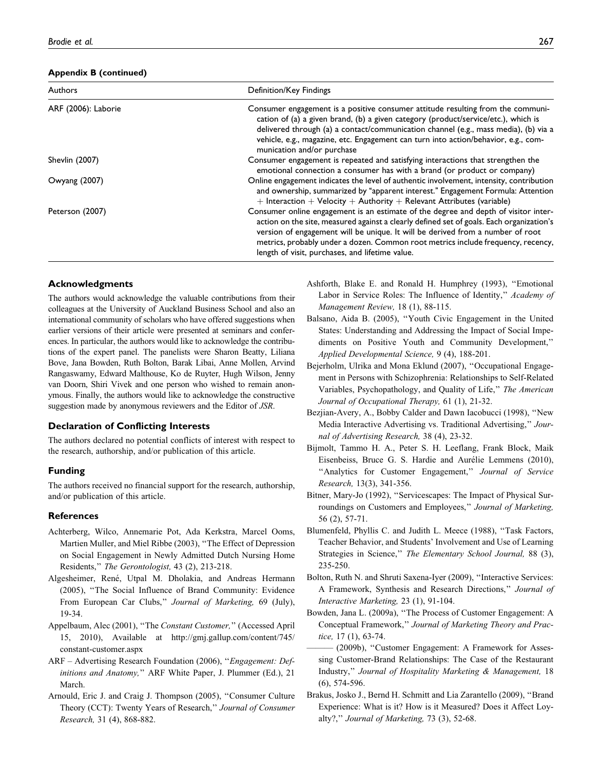**Appendix B (continued)**

| Authors | Definition/Key Findings |
|---|---|
| ARF (2006): Laborie | Consumer engagement is a positive consumer attitude resulting from the communication of (a) a given brand, (b) a given category (product/service/etc.), which is delivered through (a) a contact/communication channel (e.g., mass media), (b) via a vehicle, e.g., magazine, etc. Engagement can turn into action/behavior, e.g., communication and/or purchase |
| Shevlin (2007) | Consumer engagement is repeated and satisfying interactions that strengthen the emotional connection a consumer has with a brand (or product or company) |
| Owyang (2007) | Online engagement indicates the level of authentic involvement, intensity, contribution and ownership, summarized by "apparent interest." Engagement Formula: Attention + Interaction + Velocity + Authority + Relevant Attributes (variable) |
| Peterson (2007) | Consumer online engagement is an estimate of the degree and depth of visitor interaction on the site, measured against a clearly defined set of goals. Each organization's version of engagement will be unique. It will be derived from a number of root metrics, probably under a dozen. Common root metrics include frequency, recency, length of visit, purchases, and lifetime value. |

## Acknowledgments

The authors would acknowledge the valuable contributions from their colleagues at the University of Auckland Business School and also an international community of scholars who have offered suggestions when earlier versions of their article were presented at seminars and conferences. In particular, the authors would like to acknowledge the contributions of the expert panel. The panelists were Sharon Beatty, Liliana Bove, Jana Bowden, Ruth Bolton, Barak Libai, Anne Mollen, Arvind Rangaswamy, Edward Malthouse, Ko de Ruyter, Hugh Wilson, Jenny van Doorn, Shiri Vivek and one person who wished to remain anonymous. Finally, the authors would like to acknowledge the constructive suggestion made by anonymous reviewers and the Editor of *JSR*.

## Declaration of Conflicting Interests

The authors declared no potential conflicts of interest with respect to the research, authorship, and/or publication of this article.

## Funding

The authors received no financial support for the research, authorship, and/or publication of this article.

## References

Achterberg, Wilco, Annemarie Pot, Ada Kerkstra, Marcel Ooms, Martien Muller, and Miel Ribbe (2003), "The Effect of Depression on Social Engagement in Newly Admitted Dutch Nursing Home Residents," *The Gerontologist,* 43 (2), 213-218.

Algesheimer, René, Utpal M. Dholakia, and Andreas Hermann (2005), "The Social Influence of Brand Community: Evidence From European Car Clubs," *Journal of Marketing,* 69 (July), 19-34.

Appelbaum, Alec (2001), "The *Constant Customer,*" (Accessed April 15, 2010), Available at http://gmj.gallup.com/content/745/constant-customer.aspx

ARF – Advertising Research Foundation (2006), "*Engagement: Definitions and Anatomy,*" ARF White Paper, J. Plummer (Ed.), 21 March.

Arnould, Eric J. and Craig J. Thompson (2005), "Consumer Culture Theory (CCT): Twenty Years of Research," *Journal of Consumer Research,* 31 (4), 868-882.

Ashforth, Blake E. and Ronald H. Humphrey (1993), "Emotional Labor in Service Roles: The Influence of Identity," *Academy of Management Review,* 18 (1), 88-115.

Balsano, Aida B. (2005), "Youth Civic Engagement in the United States: Understanding and Addressing the Impact of Social Impediments on Positive Youth and Community Development," *Applied Developmental Science,* 9 (4), 188-201.

Bejerholm, Ulrika and Mona Eklund (2007), "Occupational Engagement in Persons with Schizophrenia: Relationships to Self-Related Variables, Psychopathology, and Quality of Life," *The American Journal of Occupational Therapy,* 61 (1), 21-32.

Bezjian-Avery, A., Bobby Calder and Dawn Iacobucci (1998), "New Media Interactive Advertising vs. Traditional Advertising," *Journal of Advertising Research,* 38 (4), 23-32.

Bijmolt, Tammo H. A., Peter S. H. Leeflang, Frank Block, Maik Eisenbeiss, Bruce G. S. Hardie and Aurélie Lemmens (2010), "Analytics for Customer Engagement," *Journal of Service Research,* 13(3), 341-356.

Bitner, Mary-Jo (1992), "Servicescapes: The Impact of Physical Surroundings on Customers and Employees," *Journal of Marketing,* 56 (2), 57-71.

Blumenfeld, Phyllis C. and Judith L. Meece (1988), "Task Factors, Teacher Behavior, and Students' Involvement and Use of Learning Strategies in Science," *The Elementary School Journal,* 88 (3), 235-250.

Bolton, Ruth N. and Shruti Saxena-Iyer (2009), "Interactive Services: A Framework, Synthesis and Research Directions," *Journal of Interactive Marketing,* 23 (1), 91-104.

Bowden, Jana L. (2009a), "The Process of Customer Engagement: A Conceptual Framework," *Journal of Marketing Theory and Practice,* 17 (1), 63-74.

——— (2009b), "Customer Engagement: A Framework for Assessing Customer-Brand Relationships: The Case of the Restaurant Industry," *Journal of Hospitality Marketing & Management,* 18 (6), 574-596.

Brakus, Josko J., Bernd H. Schmitt and Lia Zarantello (2009), "Brand Experience: What is it? How is it Measured? Does it Affect Loyalty?," *Journal of Marketing,* 73 (3), 52-68.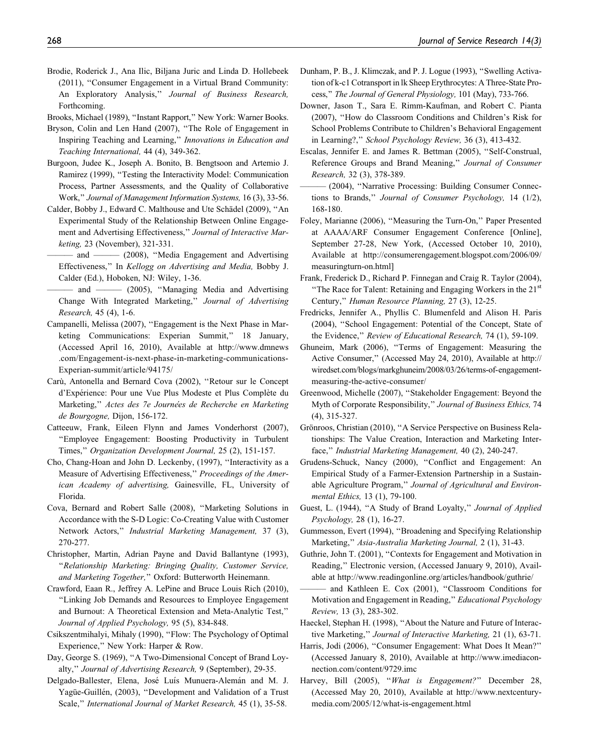Brodie, Roderick J., Ana Ilic, Biljana Juric and Linda D. Hollebeek (2011), ''Consumer Engagement in a Virtual Brand Community: An Exploratory Analysis,'' *Journal of Business Research,* Forthcoming.

Brooks, Michael (1989), ''Instant Rapport,'' New York: Warner Books.

Bryson, Colin and Len Hand (2007), ''The Role of Engagement in Inspiring Teaching and Learning,'' *Innovations in Education and Teaching International,* 44 (4), 349-362.

Burgoon, Judee K., Joseph A. Bonito, B. Bengtsoon and Artemio J. Ramirez (1999), ''Testing the Interactivity Model: Communication Process, Partner Assessments, and the Quality of Collaborative Work,'' *Journal of Management Information Systems,* 16 (3), 33-56.

Calder, Bobby J., Edward C. Malthouse and Ute Schädel (2009), ''An Experimental Study of the Relationship Between Online Engagement and Advertising Effectiveness,'' *Journal of Interactive Marketing,* 23 (November), 321-331.

——— and ——— (2008), ''Media Engagement and Advertising Effectiveness,'' In *Kellogg on Advertising and Media,* Bobby J. Calder (Ed.), Hoboken, NJ: Wiley, 1-36.

——— and ——— (2005), ''Managing Media and Advertising Change With Integrated Marketing,'' *Journal of Advertising Research,* 45 (4), 1-6.

Campanelli, Melissa (2007), ''Engagement is the Next Phase in Marketing Communications: Experian Summit,'' 18 January, (Accessed April 16, 2010), Available at http://www.dmnews.com/Engagement-is-next-phase-in-marketing-communications-Experian-summit/article/94175/

Carù, Antonella and Bernard Cova (2002), ''Retour sur le Concept d'Expérience: Pour une Vue Plus Modeste et Plus Complète du Marketing,'' *Actes des 7e Journées de Recherche en Marketing de Bourgogne,* Dijon, 156-172.

Catteeuw, Frank, Eileen Flynn and James Vonderhorst (2007), ''Employee Engagement: Boosting Productivity in Turbulent Times,'' *Organization Development Journal,* 25 (2), 151-157.

Cho, Chang-Hoan and John D. Leckenby, (1997), ''Interactivity as a Measure of Advertising Effectiveness,'' *Proceedings of the American Academy of advertising,* Gainesville, FL, University of Florida.

Cova, Bernard and Robert Salle (2008), ''Marketing Solutions in Accordance with the S-D Logic: Co-Creating Value with Customer Network Actors,'' *Industrial Marketing Management,* 37 (3), 270-277.

Christopher, Martin, Adrian Payne and David Ballantyne (1993), ''*Relationship Marketing: Bringing Quality, Customer Service, and Marketing Together,*'' Oxford: Butterworth Heinemann.

Crawford, Eaan R., Jeffrey A. LePine and Bruce Louis Rich (2010), ''Linking Job Demands and Resources to Employee Engagement and Burnout: A Theoretical Extension and Meta-Analytic Test,'' *Journal of Applied Psychology,* 95 (5), 834-848.

Csikszentmihalyi, Mihaly (1990), ''Flow: The Psychology of Optimal Experience,'' New York: Harper & Row.

Day, George S. (1969), ''A Two-Dimensional Concept of Brand Loyalty,'' *Journal of Advertising Research,* 9 (September), 29-35.

Delgado-Ballester, Elena, José Luís Munuera-Alemán and M. J. Yagüe-Guillén, (2003), ''Development and Validation of a Trust Scale,'' *International Journal of Market Research,* 45 (1), 35-58.

Dunham, P. B., J. Klimczak, and P. J. Logue (1993), ''Swelling Activation of k-c1 Cotransport in lk Sheep Erythrocytes: A Three-State Process,'' *The Journal of General Physiology,* 101 (May), 733-766.

Downer, Jason T., Sara E. Rimm-Kaufman, and Robert C. Pianta (2007), ''How do Classroom Conditions and Children's Risk for School Problems Contribute to Children's Behavioral Engagement in Learning?,'' *School Psychology Review,* 36 (3), 413-432.

Escalas, Jennifer E. and James R. Bettman (2005), ''Self-Construal, Reference Groups and Brand Meaning,'' *Journal of Consumer Research,* 32 (3), 378-389.

——— (2004), ''Narrative Processing: Building Consumer Connections to Brands,'' *Journal of Consumer Psychology,* 14 (1/2), 168-180.

Foley, Marianne (2006), ''Measuring the Turn-On,'' Paper Presented at AAAA/ARF Consumer Engagement Conference [Online], September 27-28, New York, (Accessed October 10, 2010), Available at http://consumerengagement.blogspot.com/2006/09/measuringturn-on.html]

Frank, Frederick D., Richard P. Finnegan and Craig R. Taylor (2004), ''The Race for Talent: Retaining and Engaging Workers in the 21st Century,'' *Human Resource Planning,* 27 (3), 12-25.

Fredricks, Jennifer A., Phyllis C. Blumenfeld and Alison H. Paris (2004), ''School Engagement: Potential of the Concept, State of the Evidence,'' *Review of Educational Research,* 74 (1), 59-109.

Ghuneim, Mark (2006), ''Terms of Engagement: Measuring the Active Consumer,'' (Accessed May 24, 2010), Available at http://wiredset.com/blogs/markghuneim/2008/03/26/terms-of-engagement-measuring-the-active-consumer/

Greenwood, Michelle (2007), ''Stakeholder Engagement: Beyond the Myth of Corporate Responsibility,'' *Journal of Business Ethics,* 74 (4), 315-327.

Grönroos, Christian (2010), ''A Service Perspective on Business Relationships: The Value Creation, Interaction and Marketing Interface,'' *Industrial Marketing Management,* 40 (2), 240-247.

Grudens-Schuck, Nancy (2000), ''Conflict and Engagement: An Empirical Study of a Farmer-Extension Partnership in a Sustainable Agriculture Program,'' *Journal of Agricultural and Environmental Ethics,* 13 (1), 79-100.

Guest, L. (1944), ''A Study of Brand Loyalty,'' *Journal of Applied Psychology,* 28 (1), 16-27.

Gummesson, Evert (1994), ''Broadening and Specifying Relationship Marketing,'' *Asia-Australia Marketing Journal,* 2 (1), 31-43.

Guthrie, John T. (2001), ''Contexts for Engagement and Motivation in Reading,'' Electronic version, (Accessed January 9, 2010), Available at http://www.readingonline.org/articles/handbook/guthrie/

——— and Kathleen E. Cox (2001), ''Classroom Conditions for Motivation and Engagement in Reading,'' *Educational Psychology Review,* 13 (3), 283-302.

Haeckel, Stephan H. (1998), ''About the Nature and Future of Interactive Marketing,'' *Journal of Interactive Marketing,* 21 (1), 63-71.

Harris, Jodi (2006), ''Consumer Engagement: What Does It Mean?'' (Accessed January 8, 2010), Available at http://www.imediaconnection.com/content/9729.imc

Harvey, Bill (2005), ''*What is Engagement?*'' December 28, (Accessed May 20, 2010), Available at http://www.nextcenturymedia.com/2005/12/what-is-engagement.html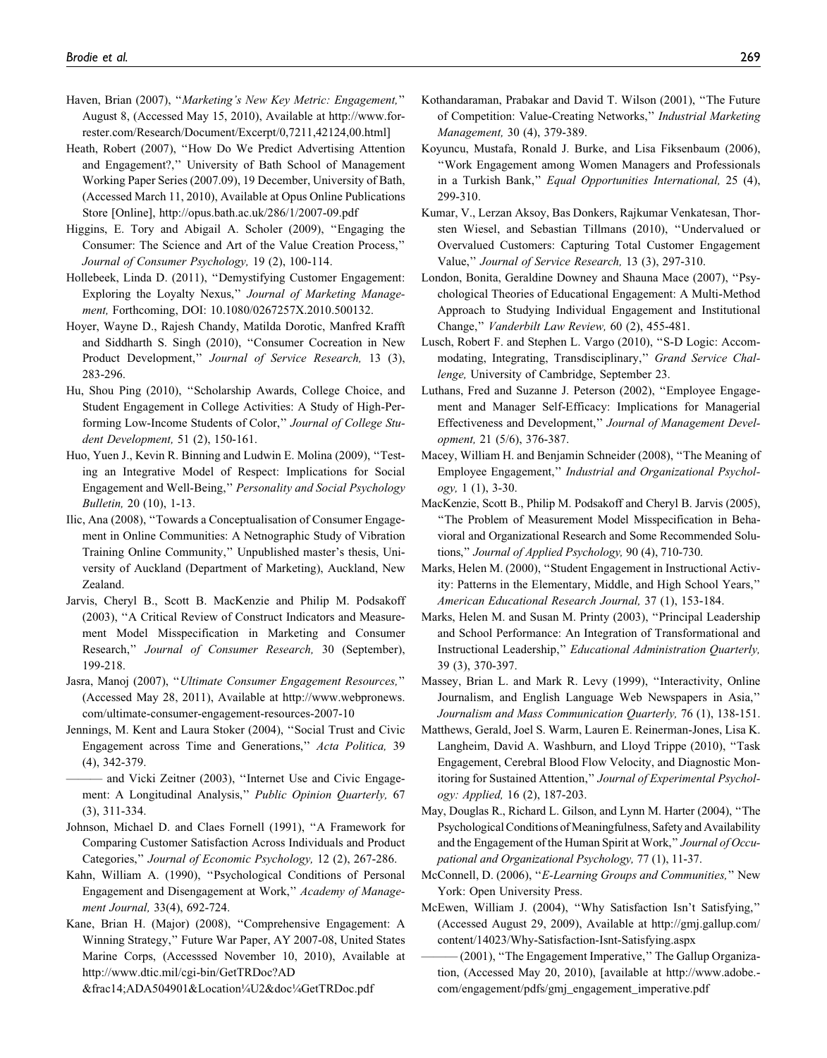Haven, Brian (2007), "*Marketing's New Key Metric: Engagement,*" August 8, (Accessed May 15, 2010), Available at http://www.forrester.com/Research/Document/Excerpt/0,7211,42124,00.html]

Heath, Robert (2007), "How Do We Predict Advertising Attention and Engagement?," University of Bath School of Management Working Paper Series (2007.09), 19 December, University of Bath, (Accessed March 11, 2010), Available at Opus Online Publications Store [Online], http://opus.bath.ac.uk/286/1/2007-09.pdf

Higgins, E. Tory and Abigail A. Scholer (2009), "Engaging the Consumer: The Science and Art of the Value Creation Process," *Journal of Consumer Psychology,* 19 (2), 100-114.

Hollebeek, Linda D. (2011), "Demystifying Customer Engagement: Exploring the Loyalty Nexus," *Journal of Marketing Management,* Forthcoming, DOI: 10.1080/0267257X.2010.500132.

Hoyer, Wayne D., Rajesh Chandy, Matilda Dorotic, Manfred Krafft and Siddharth S. Singh (2010), "Consumer Cocreation in New Product Development," *Journal of Service Research,* 13 (3), 283-296.

Hu, Shou Ping (2010), "Scholarship Awards, College Choice, and Student Engagement in College Activities: A Study of High-Performing Low-Income Students of Color," *Journal of College Student Development,* 51 (2), 150-161.

Huo, Yuen J., Kevin R. Binning and Ludwin E. Molina (2009), "Testing an Integrative Model of Respect: Implications for Social Engagement and Well-Being," *Personality and Social Psychology Bulletin,* 20 (10), 1-13.

Ilic, Ana (2008), "Towards a Conceptualisation of Consumer Engagement in Online Communities: A Netnographic Study of Vibration Training Online Community," Unpublished master's thesis, University of Auckland (Department of Marketing), Auckland, New Zealand.

Jarvis, Cheryl B., Scott B. MacKenzie and Philip M. Podsakoff (2003), "A Critical Review of Construct Indicators and Measurement Model Misspecification in Marketing and Consumer Research," *Journal of Consumer Research,* 30 (September), 199-218.

Jasra, Manoj (2007), "*Ultimate Consumer Engagement Resources,*" (Accessed May 28, 2011), Available at http://www.webpronews.com/ultimate-consumer-engagement-resources-2007-10

Jennings, M. Kent and Laura Stoker (2004), "Social Trust and Civic Engagement across Time and Generations," *Acta Politica,* 39 (4), 342-379.

——— and Vicki Zeitner (2003), "Internet Use and Civic Engagement: A Longitudinal Analysis," *Public Opinion Quarterly,* 67 (3), 311-334.

Johnson, Michael D. and Claes Fornell (1991), "A Framework for Comparing Customer Satisfaction Across Individuals and Product Categories," *Journal of Economic Psychology,* 12 (2), 267-286.

Kahn, William A. (1990), "Psychological Conditions of Personal Engagement and Disengagement at Work," *Academy of Management Journal,* 33(4), 692-724.

Kane, Brian H. (Major) (2008), "Comprehensive Engagement: A Winning Strategy," Future War Paper, AY 2007-08, United States Marine Corps, (Accesssed November 10, 2010), Available at http://www.dtic.mil/cgi-bin/GetTRDoc?AD &frac14;ADA504901&Location¼U2&doc¼GetTRDoc.pdf

Kothandaraman, Prabakar and David T. Wilson (2001), "The Future of Competition: Value-Creating Networks," *Industrial Marketing Management,* 30 (4), 379-389.

Koyuncu, Mustafa, Ronald J. Burke, and Lisa Fiksenbaum (2006), "Work Engagement among Women Managers and Professionals in a Turkish Bank," *Equal Opportunities International,* 25 (4), 299-310.

Kumar, V., Lerzan Aksoy, Bas Donkers, Rajkumar Venkatesan, Thorsten Wiesel, and Sebastian Tillmans (2010), "Undervalued or Overvalued Customers: Capturing Total Customer Engagement Value," *Journal of Service Research,* 13 (3), 297-310.

London, Bonita, Geraldine Downey and Shauna Mace (2007), "Psychological Theories of Educational Engagement: A Multi-Method Approach to Studying Individual Engagement and Institutional Change," *Vanderbilt Law Review,* 60 (2), 455-481.

Lusch, Robert F. and Stephen L. Vargo (2010), "S-D Logic: Accommodating, Integrating, Transdisciplinary," *Grand Service Challenge,* University of Cambridge, September 23.

Luthans, Fred and Suzanne J. Peterson (2002), "Employee Engagement and Manager Self-Efficacy: Implications for Managerial Effectiveness and Development," *Journal of Management Development,* 21 (5/6), 376-387.

Macey, William H. and Benjamin Schneider (2008), "The Meaning of Employee Engagement," *Industrial and Organizational Psychology,* 1 (1), 3-30.

MacKenzie, Scott B., Philip M. Podsakoff and Cheryl B. Jarvis (2005), "The Problem of Measurement Model Misspecification in Behavioral and Organizational Research and Some Recommended Solutions," *Journal of Applied Psychology,* 90 (4), 710-730.

Marks, Helen M. (2000), "Student Engagement in Instructional Activity: Patterns in the Elementary, Middle, and High School Years," *American Educational Research Journal,* 37 (1), 153-184.

Marks, Helen M. and Susan M. Printy (2003), "Principal Leadership and School Performance: An Integration of Transformational and Instructional Leadership," *Educational Administration Quarterly,* 39 (3), 370-397.

Massey, Brian L. and Mark R. Levy (1999), "Interactivity, Online Journalism, and English Language Web Newspapers in Asia," *Journalism and Mass Communication Quarterly,* 76 (1), 138-151.

Matthews, Gerald, Joel S. Warm, Lauren E. Reinerman-Jones, Lisa K. Langheim, David A. Washburn, and Lloyd Trippe (2010), "Task Engagement, Cerebral Blood Flow Velocity, and Diagnostic Monitoring for Sustained Attention," *Journal of Experimental Psychology: Applied,* 16 (2), 187-203.

May, Douglas R., Richard L. Gilson, and Lynn M. Harter (2004), "The Psychological Conditions of Meaningfulness, Safety and Availability and the Engagement of the Human Spirit at Work," *Journal of Occupational and Organizational Psychology,* 77 (1), 11-37.

McConnell, D. (2006), "*E-Learning Groups and Communities,*" New York: Open University Press.

McEwen, William J. (2004), "Why Satisfaction Isn't Satisfying," (Accessed August 29, 2009), Available at http://gmj.gallup.com/content/14023/Why-Satisfaction-Isnt-Satisfying.aspx

——— (2001), "The Engagement Imperative," The Gallup Organization, (Accessed May 20, 2010), [available at http://www.adobe.com/engagement/pdfs/gmj_engagement_imperative.pdf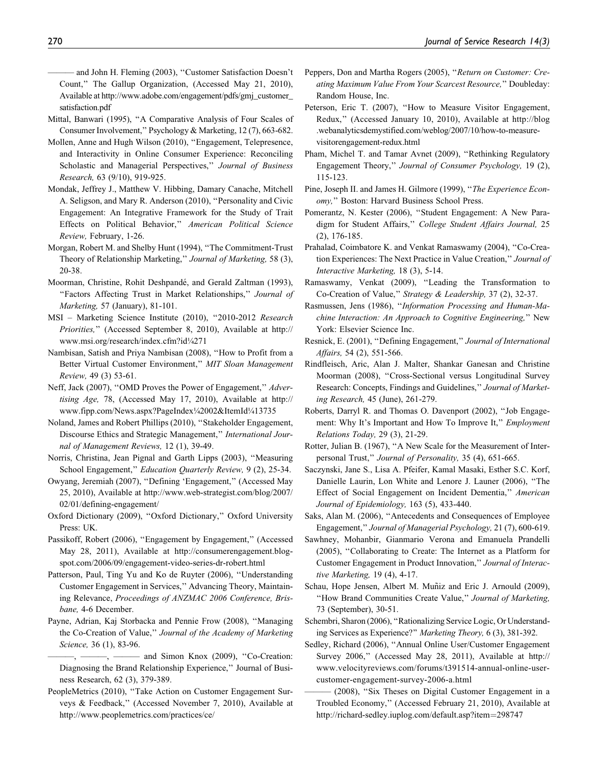——— and John H. Fleming (2003), "Customer Satisfaction Doesn't Count," The Gallup Organization, (Accessed May 21, 2010), Available at http://www.adobe.com/engagement/pdfs/gmj_customer_satisfaction.pdf

Mittal, Banwari (1995), "A Comparative Analysis of Four Scales of Consumer Involvement," Psychology & Marketing, 12 (7), 663-682.

Mollen, Anne and Hugh Wilson (2010), "Engagement, Telepresence, and Interactivity in Online Consumer Experience: Reconciling Scholastic and Managerial Perspectives," *Journal of Business Research,* 63 (9/10), 919-925.

Mondak, Jeffrey J., Matthew V. Hibbing, Damary Canache, Mitchell A. Seligson, and Mary R. Anderson (2010), "Personality and Civic Engagement: An Integrative Framework for the Study of Trait Effects on Political Behavior," *American Political Science Review,* February, 1-26.

Morgan, Robert M. and Shelby Hunt (1994), "The Commitment-Trust Theory of Relationship Marketing," *Journal of Marketing,* 58 (3), 20-38.

Moorman, Christine, Rohit Deshpandé, and Gerald Zaltman (1993), "Factors Affecting Trust in Market Relationships," *Journal of Marketing,* 57 (January), 81-101.

MSI – Marketing Science Institute (2010), "2010-2012 *Research Priorities,*" (Accessed September 8, 2010), Available at http://www.msi.org/research/index.cfm?id¼271

Nambisan, Satish and Priya Nambisan (2008), "How to Profit from a Better Virtual Customer Environment," *MIT Sloan Management Review,* 49 (3) 53-61.

Neff, Jack (2007), "OMD Proves the Power of Engagement," *Advertising Age,* 78, (Accessed May 17, 2010), Available at http://www.fipp.com/News.aspx?PageIndex¼2002&ItemId¼13735

Noland, James and Robert Phillips (2010), "Stakeholder Engagement, Discourse Ethics and Strategic Management," *International Journal of Management Reviews,* 12 (1), 39-49.

Norris, Christina, Jean Pignal and Garth Lipps (2003), "Measuring School Engagement," *Education Quarterly Review,* 9 (2), 25-34.

Owyang, Jeremiah (2007), "Defining 'Engagement," (Accessed May 25, 2010), Available at http://www.web-strategist.com/blog/2007/02/01/defining-engagement/

Oxford Dictionary (2009), "Oxford Dictionary," Oxford University Press: UK.

Passikoff, Robert (2006), "Engagement by Engagement," (Accessed May 28, 2011), Available at http://consumerengagement.blogspot.com/2006/09/engagement-video-series-dr-robert.html

Patterson, Paul, Ting Yu and Ko de Ruyter (2006), "Understanding Customer Engagement in Services," Advancing Theory, Maintaining Relevance, *Proceedings of ANZMAC 2006 Conference, Brisbane,* 4-6 December.

Payne, Adrian, Kaj Storbacka and Pennie Frow (2008), "Managing the Co-Creation of Value," *Journal of the Academy of Marketing Science,* 36 (1), 83-96.

———, ———, ——— and Simon Knox (2009), "Co-Creation: Diagnosing the Brand Relationship Experience," Journal of Business Research, 62 (3), 379-389.

PeopleMetrics (2010), "Take Action on Customer Engagement Surveys & Feedback," (Accessed November 7, 2010), Available at http://www.peoplemetrics.com/practices/ce/

Peppers, Don and Martha Rogers (2005), "*Return on Customer: Creating Maximum Value From Your Scarcest Resource,*" Doubleday: Random House, Inc.

Peterson, Eric T. (2007), "How to Measure Visitor Engagement, Redux," (Accessed January 10, 2010), Available at http://blog.webanalyticsdemystified.com/weblog/2007/10/how-to-measure-visitorengagement-redux.html

Pham, Michel T. and Tamar Avnet (2009), "Rethinking Regulatory Engagement Theory," *Journal of Consumer Psychology,* 19 (2), 115-123.

Pine, Joseph II. and James H. Gilmore (1999), "*The Experience Economy,*" Boston: Harvard Business School Press.

Pomerantz, N. Kester (2006), "Student Engagement: A New Paradigm for Student Affairs," *College Student Affairs Journal,* 25 (2), 176-185.

Prahalad, Coimbatore K. and Venkat Ramaswamy (2004), "Co-Creation Experiences: The Next Practice in Value Creation," *Journal of Interactive Marketing,* 18 (3), 5-14.

Ramaswamy, Venkat (2009), "Leading the Transformation to Co-Creation of Value," *Strategy & Leadership,* 37 (2), 32-37.

Rasmussen, Jens (1986), "*Information Processing and Human-Machine Interaction: An Approach to Cognitive Engineering,*" New York: Elsevier Science Inc.

Resnick, E. (2001), "Defining Engagement," *Journal of International Affairs,* 54 (2), 551-566.

Rindfleisch, Aric, Alan J. Malter, Shankar Ganesan and Christine Moorman (2008), "Cross-Sectional versus Longitudinal Survey Research: Concepts, Findings and Guidelines," *Journal of Marketing Research,* 45 (June), 261-279.

Roberts, Darryl R. and Thomas O. Davenport (2002), "Job Engagement: Why It's Important and How To Improve It," *Employment Relations Today,* 29 (3), 21-29.

Rotter, Julian B. (1967), "A New Scale for the Measurement of Interpersonal Trust," *Journal of Personality,* 35 (4), 651-665.

Saczynski, Jane S., Lisa A. Pfeifer, Kamal Masaki, Esther S.C. Korf, Danielle Laurin, Lon White and Lenore J. Launer (2006), "The Effect of Social Engagement on Incident Dementia," *American Journal of Epidemiology,* 163 (5), 433-440.

Saks, Alan M. (2006), "Antecedents and Consequences of Employee Engagement," *Journal of Managerial Psychology,* 21 (7), 600-619.

Sawhney, Mohanbir, Gianmario Verona and Emanuela Prandelli (2005), "Collaborating to Create: The Internet as a Platform for Customer Engagement in Product Innovation," *Journal of Interactive Marketing,* 19 (4), 4-17.

Schau, Hope Jensen, Albert M. Muñiz and Eric J. Arnould (2009), "How Brand Communities Create Value," *Journal of Marketing,* 73 (September), 30-51.

Schembri, Sharon (2006), "Rationalizing Service Logic, Or Understanding Services as Experience?" *Marketing Theory,* 6 (3), 381-392.

Sedley, Richard (2006), "Annual Online User/Customer Engagement Survey 2006," (Accessed May 28, 2011), Available at http://www.velocityreviews.com/forums/t391514-annual-online-user-customer-engagement-survey-2006-a.html

——— (2008), "Six Theses on Digital Customer Engagement in a Troubled Economy," (Accessed February 21, 2010), Available at http://richard-sedley.iuplog.com/default.asp?item=298747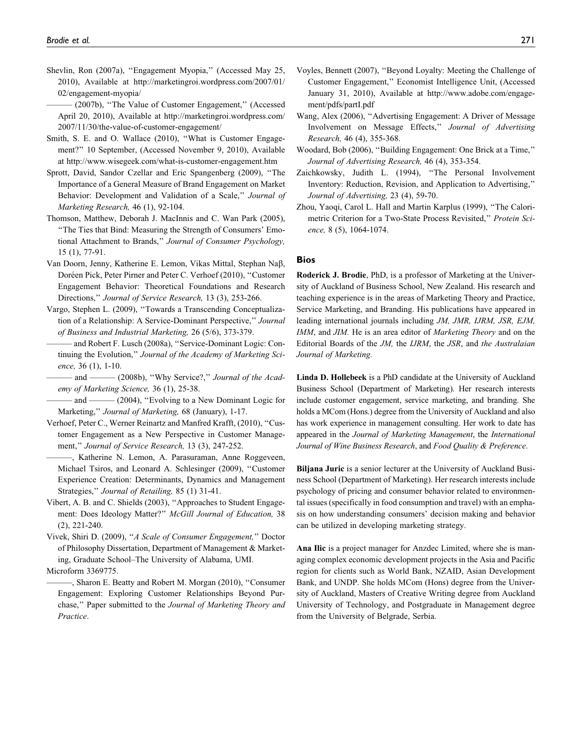Shevlin, Ron (2007a), "Engagement Myopia," (Accessed May 25, 2010), Available at http://marketingroi.wordpress.com/2007/01/02/engagement-myopia/

——— (2007b), "The Value of Customer Engagement," (Accessed April 20, 2010), Available at http://marketingroi.wordpress.com/2007/11/30/the-value-of-customer-engagement/

Smith, S. E. and O. Wallace (2010), "What is Customer Engagement?" 10 September, (Accessed November 9, 2010), Available at http://www.wisegeek.com/what-is-customer-engagement.htm

Sprott, David, Sandor Czellar and Eric Spangenberg (2009), "The Importance of a General Measure of Brand Engagement on Market Behavior: Development and Validation of a Scale," *Journal of Marketing Research,* 46 (1), 92-104.

Thomson, Matthew, Deborah J. MacInnis and C. Wan Park (2005), "The Ties that Bind: Measuring the Strength of Consumers' Emotional Attachment to Brands," *Journal of Consumer Psychology,* 15 (1), 77-91.

Van Doorn, Jenny, Katherine E. Lemon, Vikas Mittal, Stephan Naβ, Doréen Pick, Peter Pirner and Peter C. Verhoef (2010), "Customer Engagement Behavior: Theoretical Foundations and Research Directions," *Journal of Service Research,* 13 (3), 253-266.

Vargo, Stephen L. (2009), "Towards a Transcending Conceptualization of a Relationship: A Service-Dominant Perspective," *Journal of Business and Industrial Marketing,* 26 (5/6), 373-379.

——— and Robert F. Lusch (2008a), "Service-Dominant Logic: Continuing the Evolution," *Journal of the Academy of Marketing Science,* 36 (1), 1-10.

——— and ——— (2008b), "Why Service?," *Journal of the Academy of Marketing Science,* 36 (1), 25-38.

——— and ——— (2004), "Evolving to a New Dominant Logic for Marketing," *Journal of Marketing,* 68 (January), 1-17.

Verhoef, Peter C., Werner Reinartz and Manfred Krafft, (2010), "Customer Engagement as a New Perspective in Customer Management," *Journal of Service Research,* 13 (3), 247-252.

———, Katherine N. Lemon, A. Parasuraman, Anne Roggeveen, Michael Tsiros, and Leonard A. Schlesinger (2009), "Customer Experience Creation: Determinants, Dynamics and Management Strategies," *Journal of Retailing,* 85 (1) 31-41.

Vibert, A. B. and C. Shields (2003), "Approaches to Student Engagement: Does Ideology Matter?" *McGill Journal of Education,* 38 (2), 221-240.

Vivek, Shiri D. (2009), "*A Scale of Consumer Engagement,*" Doctor of Philosophy Dissertation, Department of Management & Marketing, Graduate School–The University of Alabama, UMI. Microform 3369775.

———, Sharon E. Beatty and Robert M. Morgan (2010), "Consumer Engagement: Exploring Customer Relationships Beyond Purchase," Paper submitted to the *Journal of Marketing Theory and Practice*.

Voyles, Bennett (2007), "Beyond Loyalty: Meeting the Challenge of Customer Engagement," Economist Intelligence Unit, (Accessed January 31, 2010), Available at http://www.adobe.com/engagement/pdfs/partI.pdf

Wang, Alex (2006), "Advertising Engagement: A Driver of Message Involvement on Message Effects," *Journal of Advertising Research,* 46 (4), 355-368.

Woodard, Bob (2006), "Building Engagement: One Brick at a Time," *Journal of Advertising Research,* 46 (4), 353-354.

Zaichkowsky, Judith L. (1994), "The Personal Involvement Inventory: Reduction, Revision, and Application to Advertising," *Journal of Advertising,* 23 (4), 59-70.

Zhou, Yaoqi, Carol L. Hall and Martin Karplus (1999), "The Calorimetric Criterion for a Two-State Process Revisited," *Protein Science,* 8 (5), 1064-1074.

## Bios

**Roderick J. Brodie**, PhD, is a professor of Marketing at the University of Auckland of Business School, New Zealand. His research and teaching experience is in the areas of Marketing Theory and Practice, Service Marketing, and Branding. His publications have appeared in leading international journals including *JM, JMR, IJRM, JSR, EJM, IMM*, and *JIM.* He is an area editor of *Marketing Theory* and on the Editorial Boards of the *JM,* the *IJRM*, the *JSR*, and *the Australaian Journal of Marketing.*

**Linda D. Hollebeek** is a PhD candidate at the University of Auckland Business School (Department of Marketing). Her research interests include customer engagement, service marketing, and branding. She holds a MCom (Hons.) degree from the University of Auckland and also has work experience in management consulting. Her work to date has appeared in the *Journal of Marketing Management*, the *International Journal of Wine Business Research*, and *Food Quality & Preference*.

**Biljana Juric** is a senior lecturer at the University of Auckland Business School (Department of Marketing). Her research interests include psychology of pricing and consumer behavior related to environmental issues (specifically in food consumption and travel) with an emphasis on how understanding consumers' decision making and behavior can be utilized in developing marketing strategy.

**Ana Ilic** is a project manager for Anzdec Limited, where she is managing complex economic development projects in the Asia and Pacific region for clients such as World Bank, NZAID, Asian Development Bank, and UNDP. She holds MCom (Hons) degree from the University of Auckland, Masters of Creative Writing degree from Auckland University of Technology, and Postgraduate in Management degree from the University of Belgrade, Serbia.